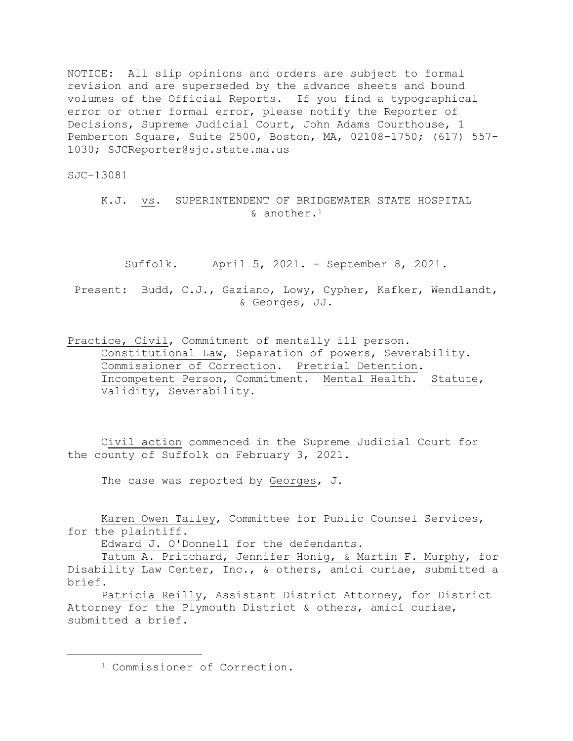NOTICE: All slip opinions and orders are subject to formal revision and are superseded by the advance sheets and bound volumes of the Official Reports. If you find a typographical error or other formal error, please notify the Reporter of Decisions, Supreme Judicial Court, John Adams Courthouse, 1 Pemberton Square, Suite 2500, Boston, MA, 02108-1750; (617) 557-1030; SJCReporter@sjc.state.ma.us

SJC-13081

K.J. vs. SUPERINTENDENT OF BRIDGEWATER STATE HOSPITAL & another.[1]

Suffolk. April 5, 2021. - September 8, 2021.

Present: Budd, C.J., Gaziano, Lowy, Cypher, Kafker, Wendlandt, & Georges, JJ.

Practice, Civil, Commitment of mentally ill person. Constitutional Law, Separation of powers, Severability. Commissioner of Correction. Pretrial Detention. Incompetent Person, Commitment. Mental Health. Statute, Validity, Severability.

Civil action commenced in the Supreme Judicial Court for the county of Suffolk on February 3, 2021.

The case was reported by Georges, J.

Karen Owen Talley, Committee for Public Counsel Services, for the plaintiff.

Edward J. O'Donnell for the defendants.

Tatum A. Pritchard, Jennifer Honig, & Martin F. Murphy, for Disability Law Center, Inc., & others, amici curiae, submitted a brief.

Patricia Reilly, Assistant District Attorney, for District Attorney for the Plymouth District & others, amici curiae, submitted a brief.

[1] Commissioner of Correction.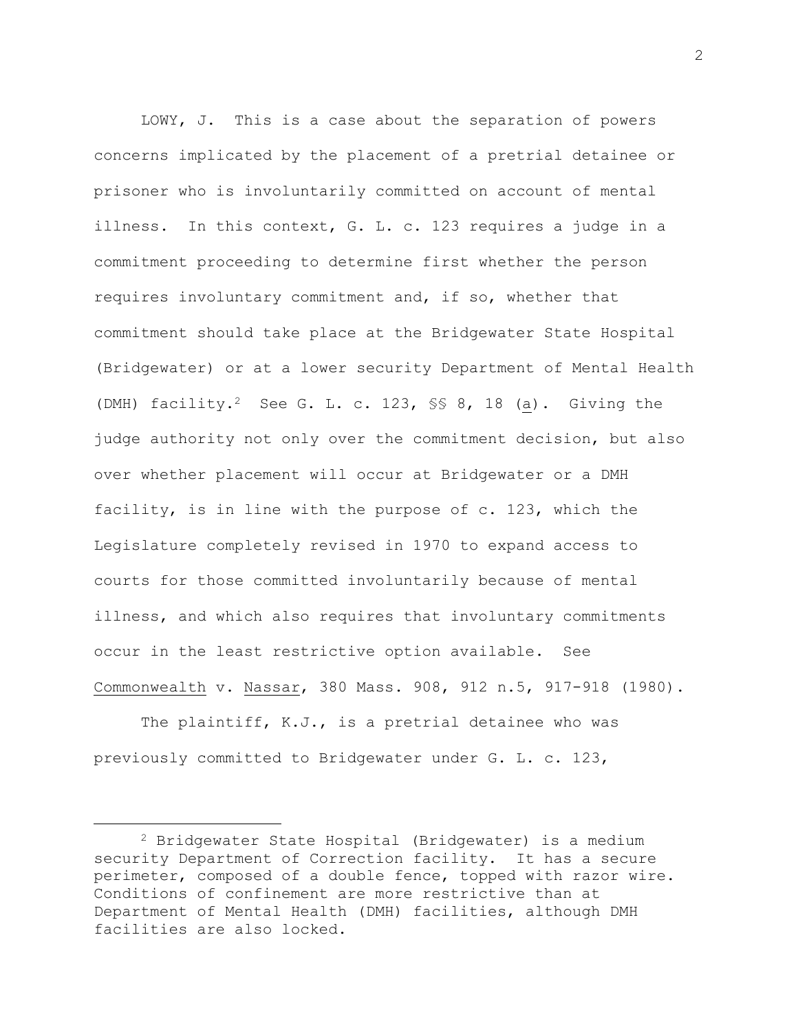LOWY, J. This is a case about the separation of powers concerns implicated by the placement of a pretrial detainee or prisoner who is involuntarily committed on account of mental illness. In this context, G. L. c. 123 requires a judge in a commitment proceeding to determine first whether the person requires involuntary commitment and, if so, whether that commitment should take place at the Bridgewater State Hospital (Bridgewater) or at a lower security Department of Mental Health (DMH) facility.[2] See G. L. c. 123, §§ 8, 18 (a). Giving the judge authority not only over the commitment decision, but also over whether placement will occur at Bridgewater or a DMH facility, is in line with the purpose of c. 123, which the Legislature completely revised in 1970 to expand access to courts for those committed involuntarily because of mental illness, and which also requires that involuntary commitments occur in the least restrictive option available. See Commonwealth v. Nassar, 380 Mass. 908, 912 n.5, 917-918 (1980).

The plaintiff, K.J., is a pretrial detainee who was previously committed to Bridgewater under G. L. c. 123,

---

[2] Bridgewater State Hospital (Bridgewater) is a medium security Department of Correction facility. It has a secure perimeter, composed of a double fence, topped with razor wire. Conditions of confinement are more restrictive than at Department of Mental Health (DMH) facilities, although DMH facilities are also locked.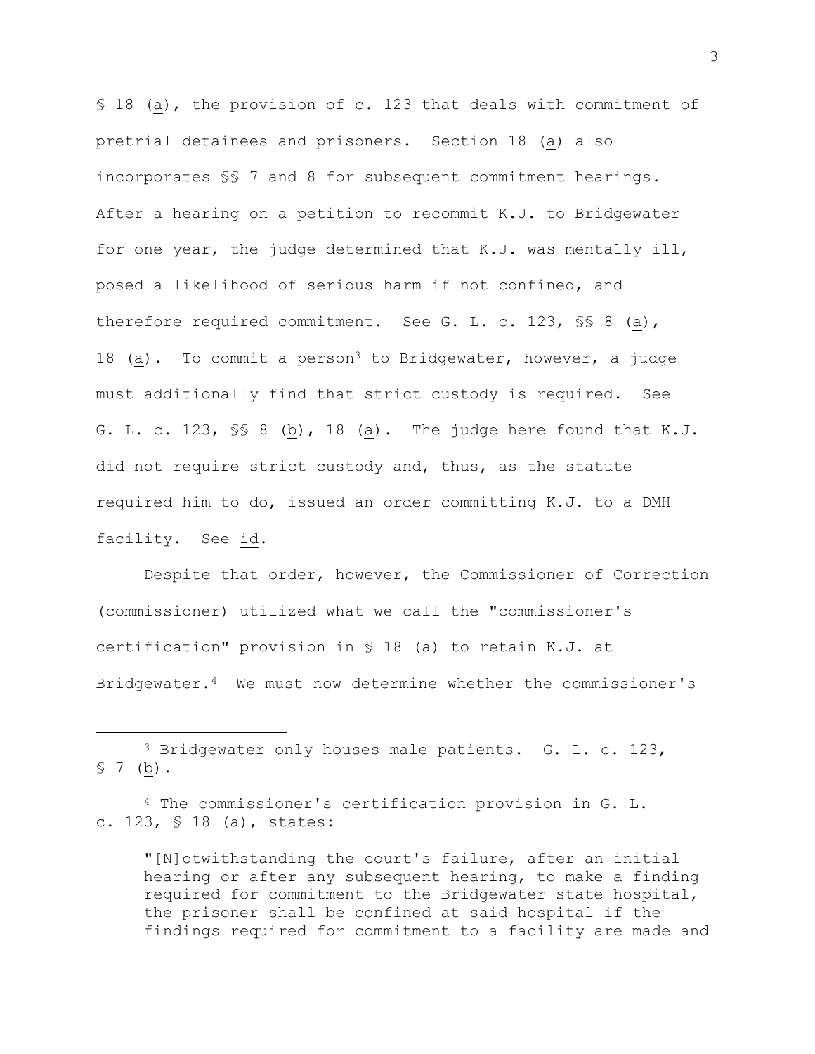§ 18 (a), the provision of c. 123 that deals with commitment of pretrial detainees and prisoners. Section 18 (a) also incorporates §§ 7 and 8 for subsequent commitment hearings. After a hearing on a petition to recommit K.J. to Bridgewater for one year, the judge determined that K.J. was mentally ill, posed a likelihood of serious harm if not confined, and therefore required commitment. See G. L. c. 123, §§ 8 (a), 18 (a). To commit a person[3] to Bridgewater, however, a judge must additionally find that strict custody is required. See G. L. c. 123, §§ 8 (b), 18 (a). The judge here found that K.J. did not require strict custody and, thus, as the statute required him to do, issued an order committing K.J. to a DMH facility. See id.

Despite that order, however, the Commissioner of Correction (commissioner) utilized what we call the "commissioner's certification" provision in § 18 (a) to retain K.J. at Bridgewater.[4] We must now determine whether the commissioner's

---

[3] Bridgewater only houses male patients. G. L. c. 123, § 7 (b).

[4] The commissioner's certification provision in G. L. c. 123, § 18 (a), states:

> "[N]otwithstanding the court's failure, after an initial hearing or after any subsequent hearing, to make a finding required for commitment to the Bridgewater state hospital, the prisoner shall be confined at said hospital if the findings required for commitment to a facility are made and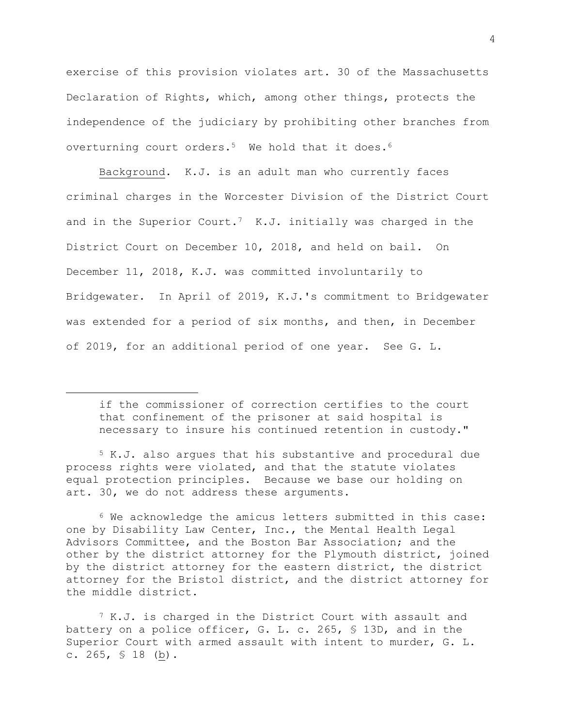exercise of this provision violates art. 30 of the Massachusetts Declaration of Rights, which, among other things, protects the independence of the judiciary by prohibiting other branches from overturning court orders.[5] We hold that it does.[6]

Background. K.J. is an adult man who currently faces criminal charges in the Worcester Division of the District Court and in the Superior Court.[7] K.J. initially was charged in the District Court on December 10, 2018, and held on bail. On December 11, 2018, K.J. was committed involuntarily to Bridgewater. In April of 2019, K.J.'s commitment to Bridgewater was extended for a period of six months, and then, in December of 2019, for an additional period of one year. See G. L.

---

> if the commissioner of correction certifies to the court that confinement of the prisoner at said hospital is necessary to insure his continued retention in custody."

[5] K.J. also argues that his substantive and procedural due process rights were violated, and that the statute violates equal protection principles. Because we base our holding on art. 30, we do not address these arguments.

[6] We acknowledge the amicus letters submitted in this case: one by Disability Law Center, Inc., the Mental Health Legal Advisors Committee, and the Boston Bar Association; and the other by the district attorney for the Plymouth district, joined by the district attorney for the eastern district, the district attorney for the Bristol district, and the district attorney for the middle district.

[7] K.J. is charged in the District Court with assault and battery on a police officer, G. L. c. 265, § 13D, and in the Superior Court with armed assault with intent to murder, G. L. c. 265, § 18 (b).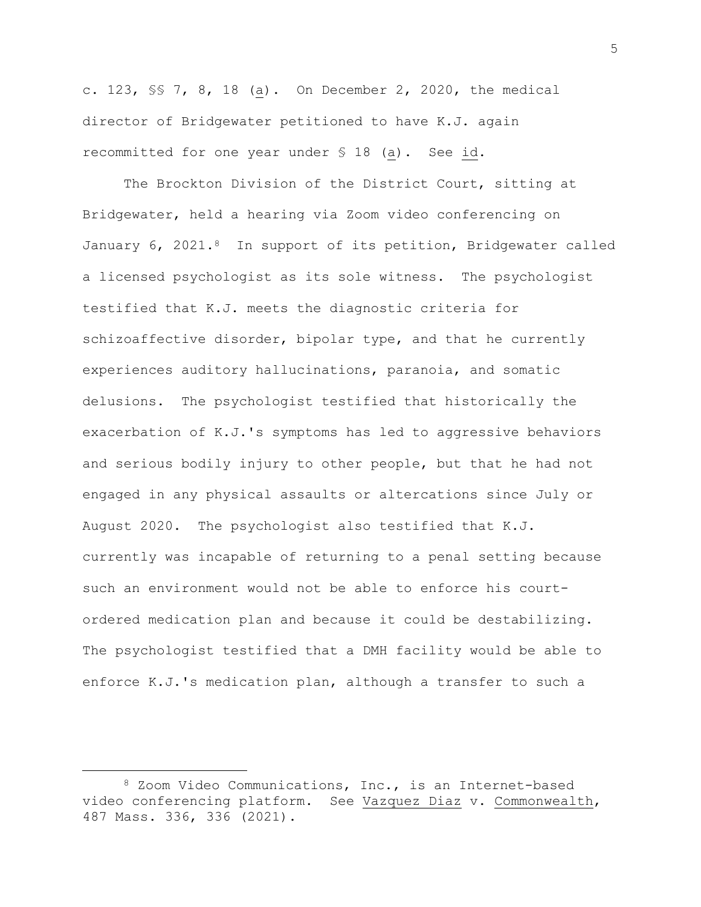c. 123, §§ 7, 8, 18 (a). On December 2, 2020, the medical director of Bridgewater petitioned to have K.J. again recommitted for one year under § 18 (a). See id.

The Brockton Division of the District Court, sitting at Bridgewater, held a hearing via Zoom video conferencing on January 6, 2021.[8] In support of its petition, Bridgewater called a licensed psychologist as its sole witness. The psychologist testified that K.J. meets the diagnostic criteria for schizoaffective disorder, bipolar type, and that he currently experiences auditory hallucinations, paranoia, and somatic delusions. The psychologist testified that historically the exacerbation of K.J.'s symptoms has led to aggressive behaviors and serious bodily injury to other people, but that he had not engaged in any physical assaults or altercations since July or August 2020. The psychologist also testified that K.J. currently was incapable of returning to a penal setting because such an environment would not be able to enforce his court-ordered medication plan and because it could be destabilizing. The psychologist testified that a DMH facility would be able to enforce K.J.'s medication plan, although a transfer to such a

---

[8] Zoom Video Communications, Inc., is an Internet-based video conferencing platform. See Vazquez Diaz v. Commonwealth, 487 Mass. 336, 336 (2021).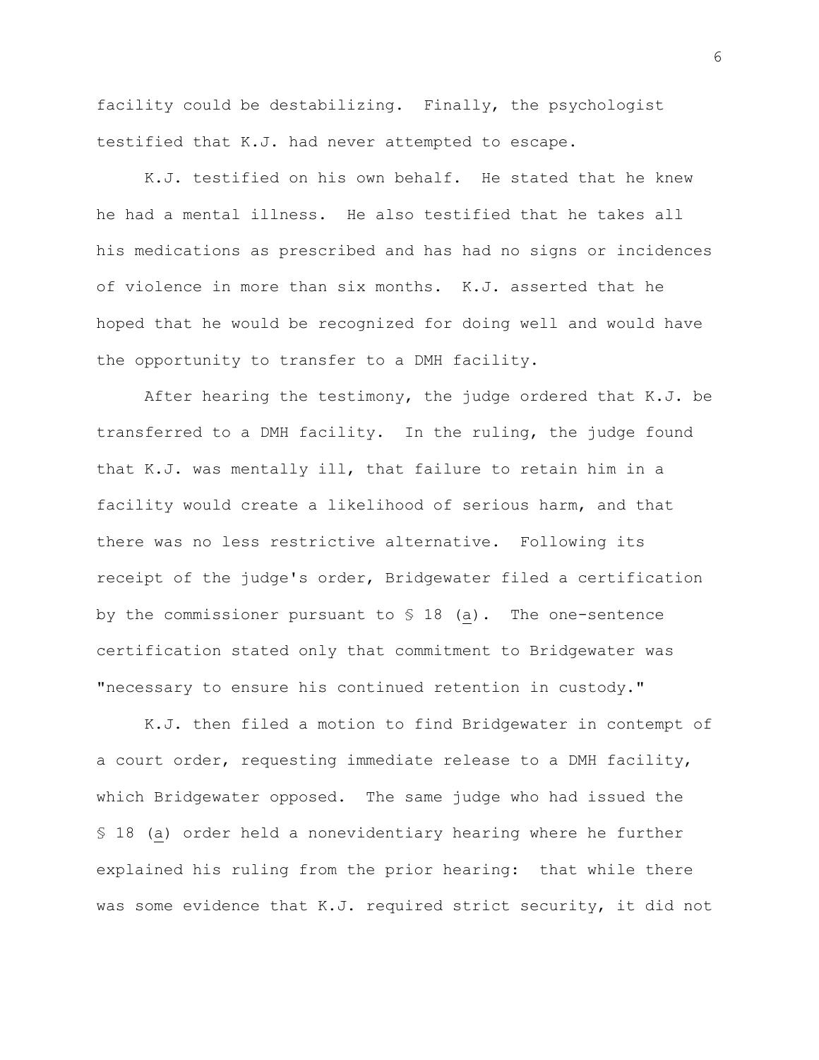facility could be destabilizing. Finally, the psychologist testified that K.J. had never attempted to escape.

K.J. testified on his own behalf. He stated that he knew he had a mental illness. He also testified that he takes all his medications as prescribed and has had no signs or incidences of violence in more than six months. K.J. asserted that he hoped that he would be recognized for doing well and would have the opportunity to transfer to a DMH facility.

After hearing the testimony, the judge ordered that K.J. be transferred to a DMH facility. In the ruling, the judge found that K.J. was mentally ill, that failure to retain him in a facility would create a likelihood of serious harm, and that there was no less restrictive alternative. Following its receipt of the judge's order, Bridgewater filed a certification by the commissioner pursuant to § 18 (a). The one-sentence certification stated only that commitment to Bridgewater was "necessary to ensure his continued retention in custody."

K.J. then filed a motion to find Bridgewater in contempt of a court order, requesting immediate release to a DMH facility, which Bridgewater opposed. The same judge who had issued the § 18 (a) order held a nonevidentiary hearing where he further explained his ruling from the prior hearing: that while there was some evidence that K.J. required strict security, it did not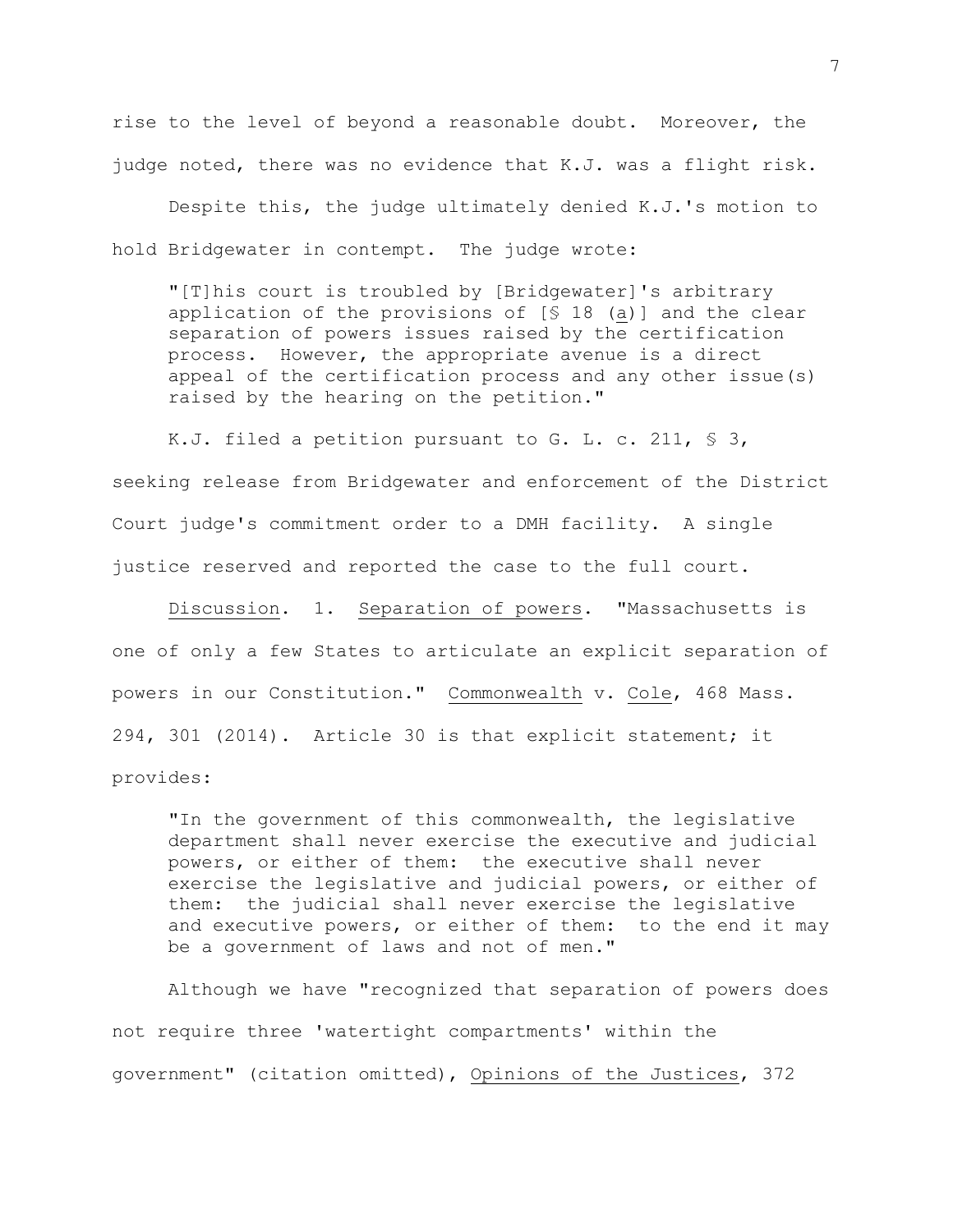rise to the level of beyond a reasonable doubt. Moreover, the judge noted, there was no evidence that K.J. was a flight risk.

Despite this, the judge ultimately denied K.J.'s motion to hold Bridgewater in contempt. The judge wrote:

> "[T]his court is troubled by [Bridgewater]'s arbitrary application of the provisions of [§ 18 (a)] and the clear separation of powers issues raised by the certification process. However, the appropriate avenue is a direct appeal of the certification process and any other issue(s) raised by the hearing on the petition."

K.J. filed a petition pursuant to G. L. c. 211, § 3, seeking release from Bridgewater and enforcement of the District Court judge's commitment order to a DMH facility. A single justice reserved and reported the case to the full court.

Discussion. 1. Separation of powers. "Massachusetts is one of only a few States to articulate an explicit separation of powers in our Constitution." Commonwealth v. Cole, 468 Mass. 294, 301 (2014). Article 30 is that explicit statement; it provides:

> "In the government of this commonwealth, the legislative department shall never exercise the executive and judicial powers, or either of them: the executive shall never exercise the legislative and judicial powers, or either of them: the judicial shall never exercise the legislative and executive powers, or either of them: to the end it may be a government of laws and not of men."

Although we have "recognized that separation of powers does not require three 'watertight compartments' within the government" (citation omitted), Opinions of the Justices, 372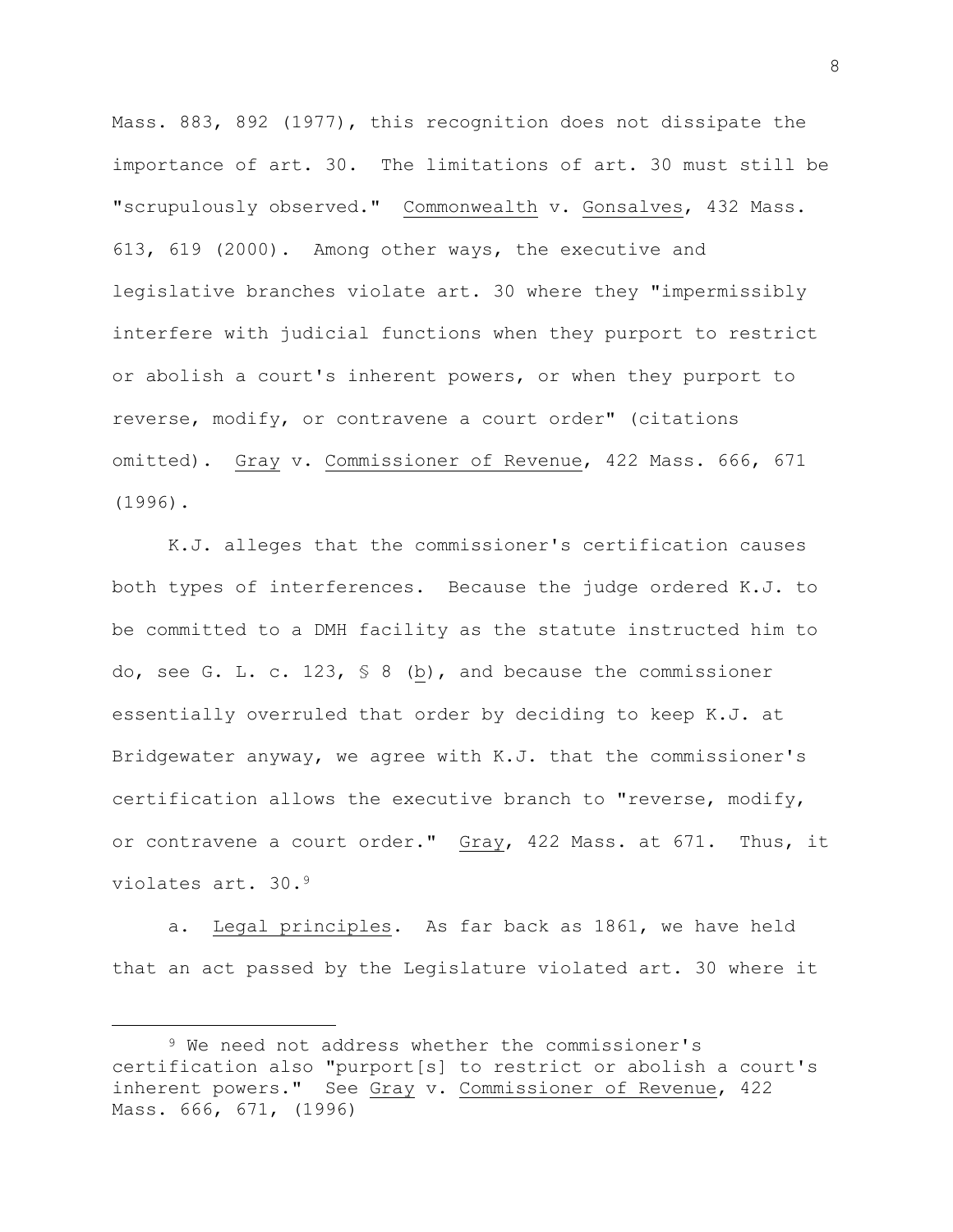Mass. 883, 892 (1977), this recognition does not dissipate the importance of art. 30. The limitations of art. 30 must still be "scrupulously observed." Commonwealth v. Gonsalves, 432 Mass. 613, 619 (2000). Among other ways, the executive and legislative branches violate art. 30 where they "impermissibly interfere with judicial functions when they purport to restrict or abolish a court's inherent powers, or when they purport to reverse, modify, or contravene a court order" (citations omitted). Gray v. Commissioner of Revenue, 422 Mass. 666, 671 (1996).

K.J. alleges that the commissioner's certification causes both types of interferences. Because the judge ordered K.J. to be committed to a DMH facility as the statute instructed him to do, see G. L. c. 123, § 8 (b), and because the commissioner essentially overruled that order by deciding to keep K.J. at Bridgewater anyway, we agree with K.J. that the commissioner's certification allows the executive branch to "reverse, modify, or contravene a court order." Gray, 422 Mass. at 671. Thus, it violates art. 30.[9]

a. Legal principles. As far back as 1861, we have held that an act passed by the Legislature violated art. 30 where it

---

[9] We need not address whether the commissioner's certification also "purport[s] to restrict or abolish a court's inherent powers." See Gray v. Commissioner of Revenue, 422 Mass. 666, 671, (1996)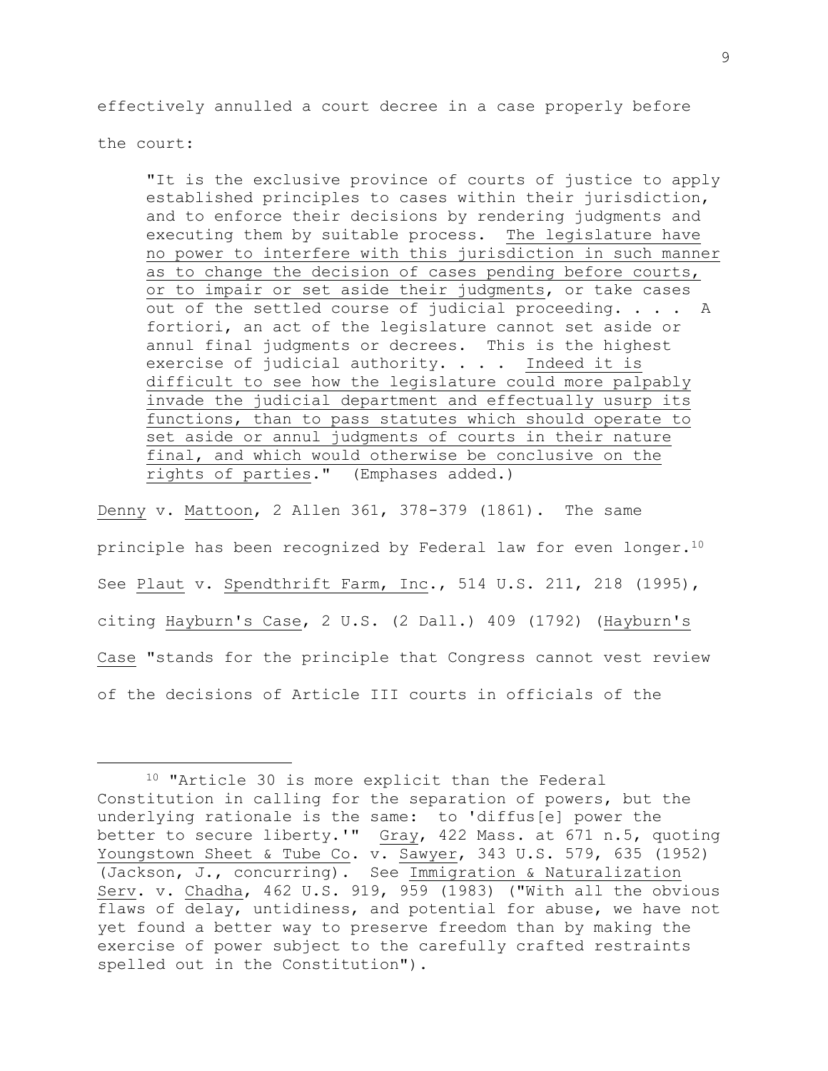effectively annulled a court decree in a case properly before the court:

> "It is the exclusive province of courts of justice to apply established principles to cases within their jurisdiction, and to enforce their decisions by rendering judgments and executing them by suitable process. <u>The legislature have no power to interfere with this jurisdiction in such manner as to change the decision of cases pending before courts, or to impair or set aside their judgments</u>, or take cases out of the settled course of judicial proceeding. . . . A fortiori, an act of the legislature cannot set aside or annul final judgments or decrees. This is the highest exercise of judicial authority. . . . <u>Indeed it is difficult to see how the legislature could more palpably invade the judicial department and effectually usurp its functions, than to pass statutes which should operate to set aside or annul judgments of courts in their nature final, and which would otherwise be conclusive on the rights of parties</u>." (Emphases added.)

<u>Denny</u> v. <u>Mattoon</u>, 2 Allen 361, 378-379 (1861). The same principle has been recognized by Federal law for even longer.[10] See <u>Plaut</u> v. <u>Spendthrift Farm, Inc</u>., 514 U.S. 211, 218 (1995), citing <u>Hayburn's Case</u>, 2 U.S. (2 Dall.) 409 (1792) (<u>Hayburn's Case</u> "stands for the principle that Congress cannot vest review of the decisions of Article III courts in officials of the

---

[10] "Article 30 is more explicit than the Federal Constitution in calling for the separation of powers, but the underlying rationale is the same: to 'diffus[e] power the better to secure liberty.'" <u>Gray</u>, 422 Mass. at 671 n.5, quoting <u>Youngstown Sheet & Tube Co</u>. v. <u>Sawyer</u>, 343 U.S. 579, 635 (1952) (Jackson, J., concurring). See <u>Immigration & Naturalization Serv</u>. v. <u>Chadha</u>, 462 U.S. 919, 959 (1983) ("With all the obvious flaws of delay, untidiness, and potential for abuse, we have not yet found a better way to preserve freedom than by making the exercise of power subject to the carefully crafted restraints spelled out in the Constitution").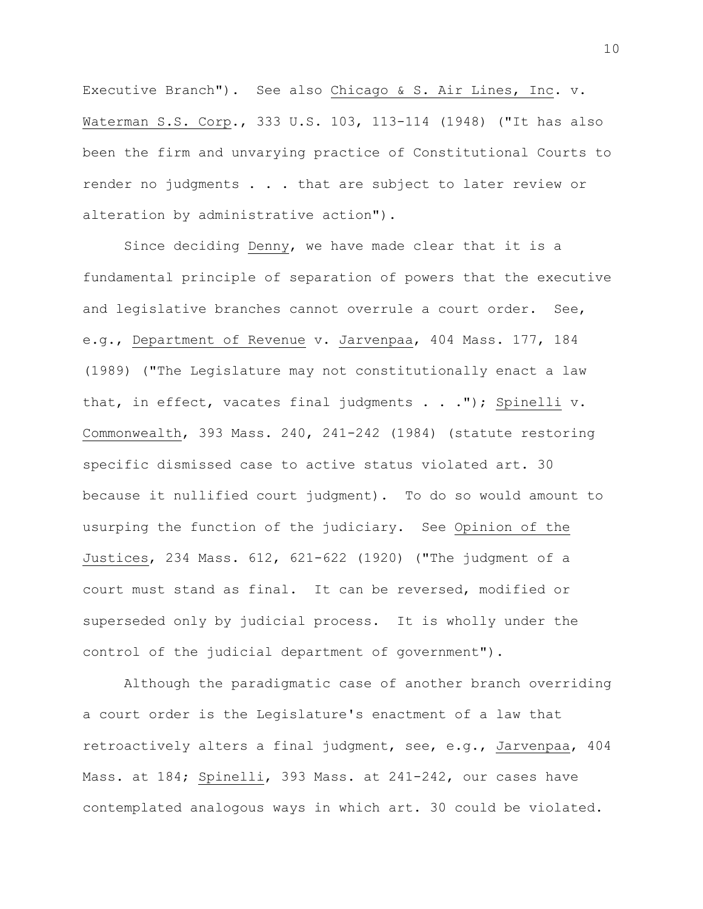Executive Branch"). See also Chicago & S. Air Lines, Inc. v. Waterman S.S. Corp., 333 U.S. 103, 113-114 (1948) ("It has also been the firm and unvarying practice of Constitutional Courts to render no judgments . . . that are subject to later review or alteration by administrative action").

Since deciding Denny, we have made clear that it is a fundamental principle of separation of powers that the executive and legislative branches cannot overrule a court order. See, e.g., Department of Revenue v. Jarvenpaa, 404 Mass. 177, 184 (1989) ("The Legislature may not constitutionally enact a law that, in effect, vacates final judgments . . ."); Spinelli v. Commonwealth, 393 Mass. 240, 241-242 (1984) (statute restoring specific dismissed case to active status violated art. 30 because it nullified court judgment). To do so would amount to usurping the function of the judiciary. See Opinion of the Justices, 234 Mass. 612, 621-622 (1920) ("The judgment of a court must stand as final. It can be reversed, modified or superseded only by judicial process. It is wholly under the control of the judicial department of government").

Although the paradigmatic case of another branch overriding a court order is the Legislature's enactment of a law that retroactively alters a final judgment, see, e.g., Jarvenpaa, 404 Mass. at 184; Spinelli, 393 Mass. at 241-242, our cases have contemplated analogous ways in which art. 30 could be violated.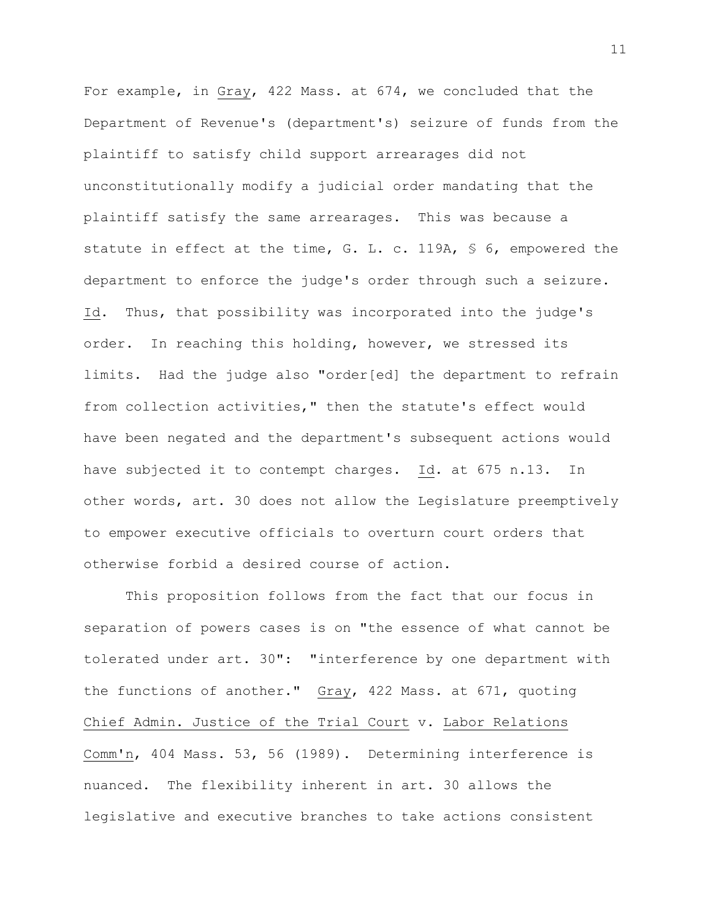For example, in Gray, 422 Mass. at 674, we concluded that the Department of Revenue's (department's) seizure of funds from the plaintiff to satisfy child support arrearages did not unconstitutionally modify a judicial order mandating that the plaintiff satisfy the same arrearages. This was because a statute in effect at the time, G. L. c. 119A, § 6, empowered the department to enforce the judge's order through such a seizure. Id. Thus, that possibility was incorporated into the judge's order. In reaching this holding, however, we stressed its limits. Had the judge also "order[ed] the department to refrain from collection activities," then the statute's effect would have been negated and the department's subsequent actions would have subjected it to contempt charges. Id. at 675 n.13. In other words, art. 30 does not allow the Legislature preemptively to empower executive officials to overturn court orders that otherwise forbid a desired course of action.

This proposition follows from the fact that our focus in separation of powers cases is on "the essence of what cannot be tolerated under art. 30": "interference by one department with the functions of another." Gray, 422 Mass. at 671, quoting Chief Admin. Justice of the Trial Court v. Labor Relations Comm'n, 404 Mass. 53, 56 (1989). Determining interference is nuanced. The flexibility inherent in art. 30 allows the legislative and executive branches to take actions consistent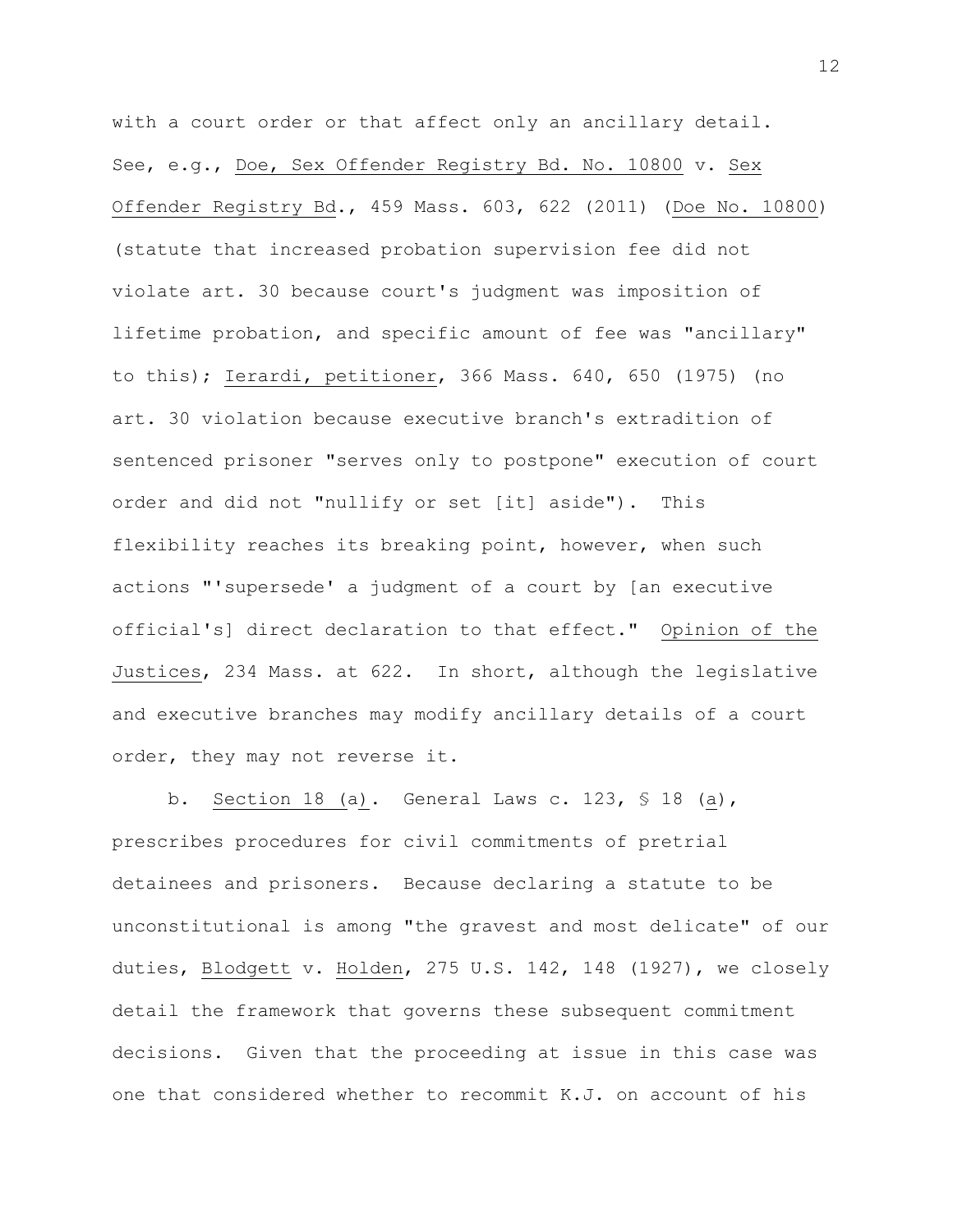with a court order or that affect only an ancillary detail. See, e.g., Doe, Sex Offender Registry Bd. No. 10800 v. Sex Offender Registry Bd., 459 Mass. 603, 622 (2011) (Doe No. 10800) (statute that increased probation supervision fee did not violate art. 30 because court's judgment was imposition of lifetime probation, and specific amount of fee was "ancillary" to this); Ierardi, petitioner, 366 Mass. 640, 650 (1975) (no art. 30 violation because executive branch's extradition of sentenced prisoner "serves only to postpone" execution of court order and did not "nullify or set [it] aside"). This flexibility reaches its breaking point, however, when such actions "'supersede' a judgment of a court by [an executive official's] direct declaration to that effect." Opinion of the Justices, 234 Mass. at 622. In short, although the legislative and executive branches may modify ancillary details of a court order, they may not reverse it.

b. Section 18 (a). General Laws c. 123, § 18 (a), prescribes procedures for civil commitments of pretrial detainees and prisoners. Because declaring a statute to be unconstitutional is among "the gravest and most delicate" of our duties, Blodgett v. Holden, 275 U.S. 142, 148 (1927), we closely detail the framework that governs these subsequent commitment decisions. Given that the proceeding at issue in this case was one that considered whether to recommit K.J. on account of his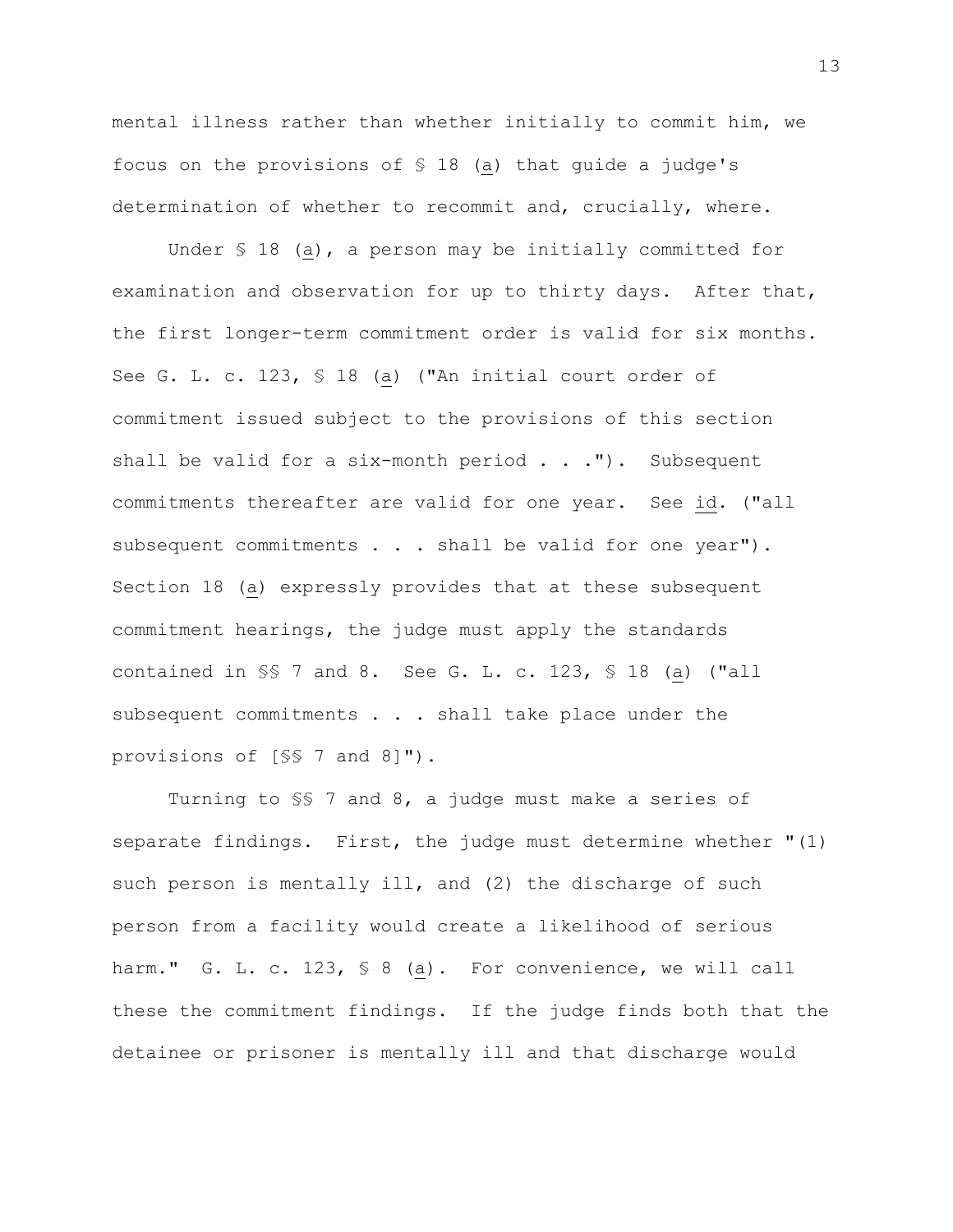mental illness rather than whether initially to commit him, we focus on the provisions of § 18 (a) that guide a judge's determination of whether to recommit and, crucially, where.

Under § 18 (a), a person may be initially committed for examination and observation for up to thirty days. After that, the first longer-term commitment order is valid for six months. See G. L. c. 123, § 18 (a) ("An initial court order of commitment issued subject to the provisions of this section shall be valid for a six-month period . . ."). Subsequent commitments thereafter are valid for one year. See id. ("all subsequent commitments . . . shall be valid for one year"). Section 18 (a) expressly provides that at these subsequent commitment hearings, the judge must apply the standards contained in §§ 7 and 8. See G. L. c. 123, § 18 (a) ("all subsequent commitments . . . shall take place under the provisions of [§§ 7 and 8]").

Turning to §§ 7 and 8, a judge must make a series of separate findings. First, the judge must determine whether "(1) such person is mentally ill, and (2) the discharge of such person from a facility would create a likelihood of serious harm." G. L. c. 123, § 8 (a). For convenience, we will call these the commitment findings. If the judge finds both that the detainee or prisoner is mentally ill and that discharge would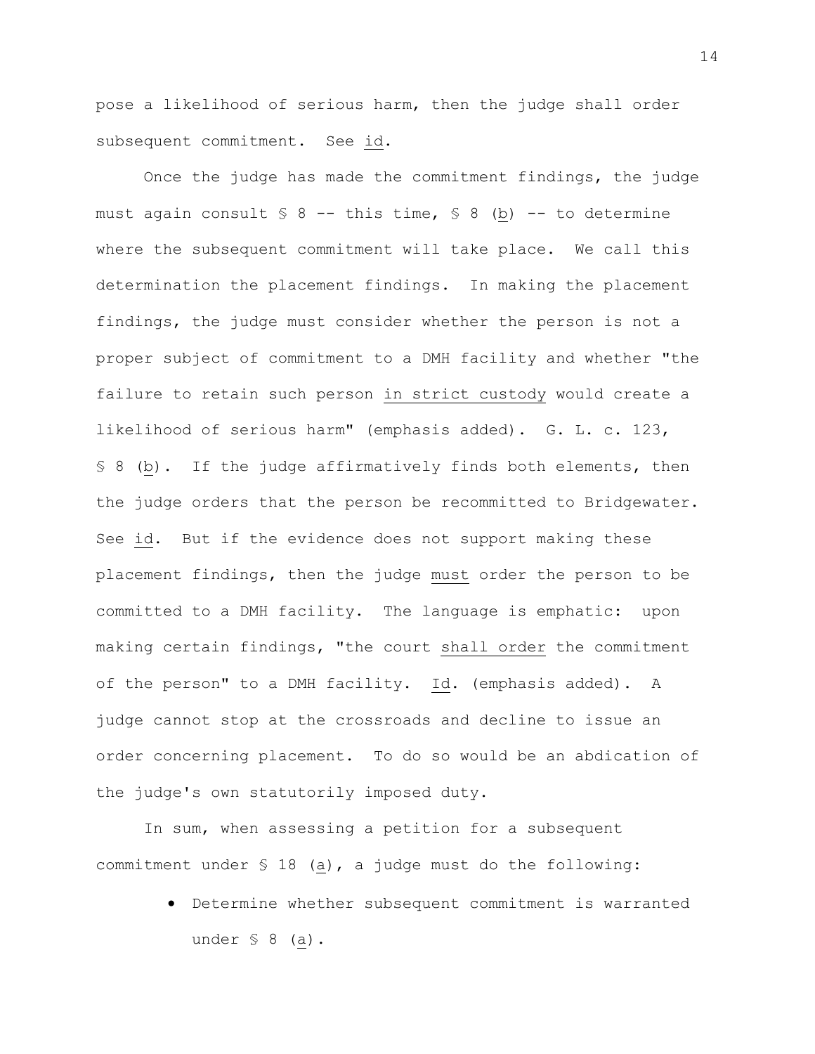pose a likelihood of serious harm, then the judge shall order subsequent commitment. See _id_.

Once the judge has made the commitment findings, the judge must again consult § 8 -- this time, § 8 (_b_) -- to determine where the subsequent commitment will take place. We call this determination the placement findings. In making the placement findings, the judge must consider whether the person is not a proper subject of commitment to a DMH facility and whether "the failure to retain such person _in strict custody_ would create a likelihood of serious harm" (emphasis added). G. L. c. 123, § 8 (_b_). If the judge affirmatively finds both elements, then the judge orders that the person be recommitted to Bridgewater. See _id_. But if the evidence does not support making these placement findings, then the judge _must_ order the person to be committed to a DMH facility. The language is emphatic: upon making certain findings, "the court _shall order_ the commitment of the person" to a DMH facility. _Id_. (emphasis added). A judge cannot stop at the crossroads and decline to issue an order concerning placement. To do so would be an abdication of the judge's own statutorily imposed duty.

In sum, when assessing a petition for a subsequent commitment under § 18 (_a_), a judge must do the following:

- Determine whether subsequent commitment is warranted under § 8 (_a_).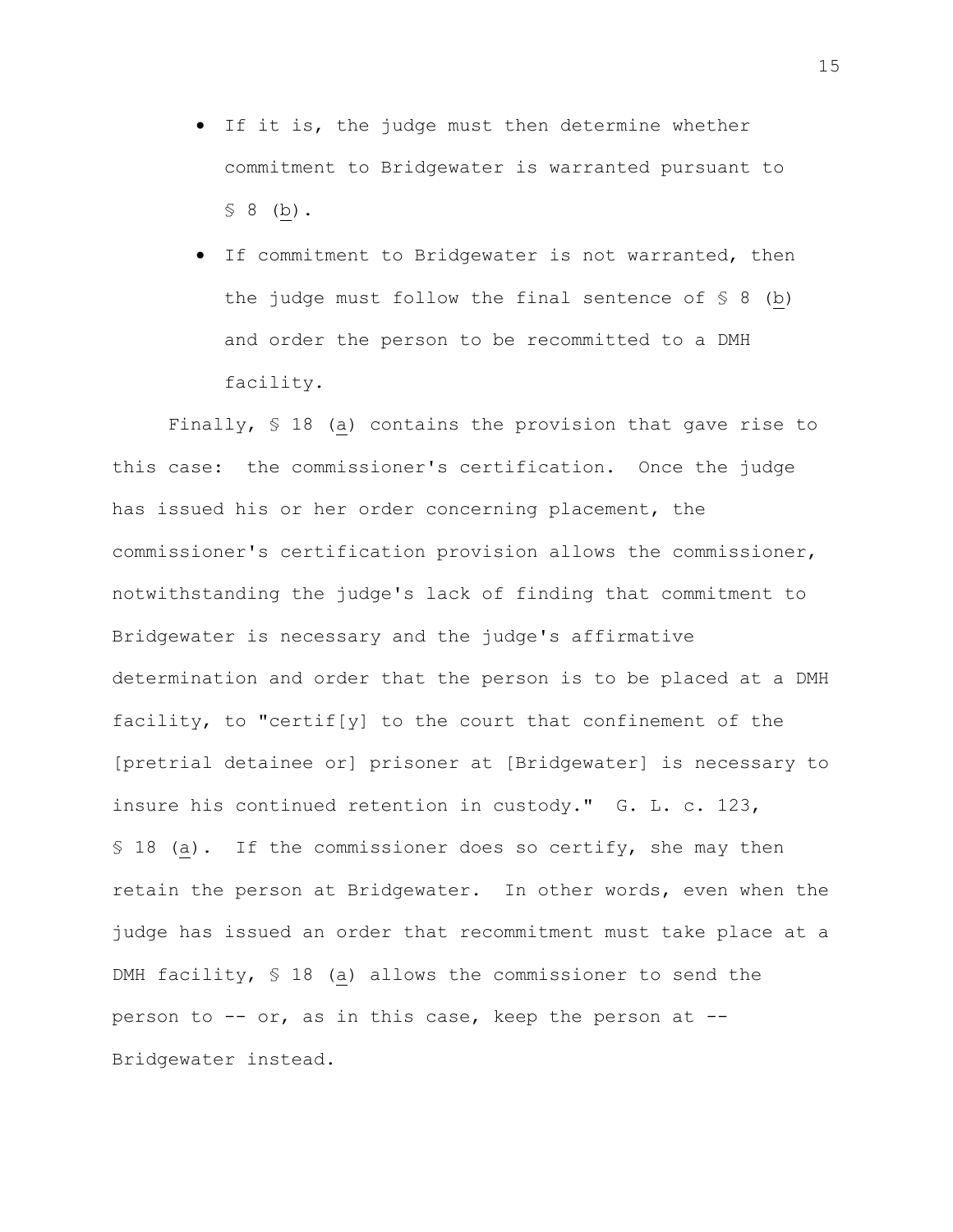- If it is, the judge must then determine whether commitment to Bridgewater is warranted pursuant to § 8 (b).
- If commitment to Bridgewater is not warranted, then the judge must follow the final sentence of § 8 (b) and order the person to be recommitted to a DMH facility.

Finally, § 18 (a) contains the provision that gave rise to this case: the commissioner's certification. Once the judge has issued his or her order concerning placement, the commissioner's certification provision allows the commissioner, notwithstanding the judge's lack of finding that commitment to Bridgewater is necessary and the judge's affirmative determination and order that the person is to be placed at a DMH facility, to "certif[y] to the court that confinement of the [pretrial detainee or] prisoner at [Bridgewater] is necessary to insure his continued retention in custody." G. L. c. 123, § 18 (a). If the commissioner does so certify, she may then retain the person at Bridgewater. In other words, even when the judge has issued an order that recommitment must take place at a DMH facility, § 18 (a) allows the commissioner to send the person to -- or, as in this case, keep the person at -- Bridgewater instead.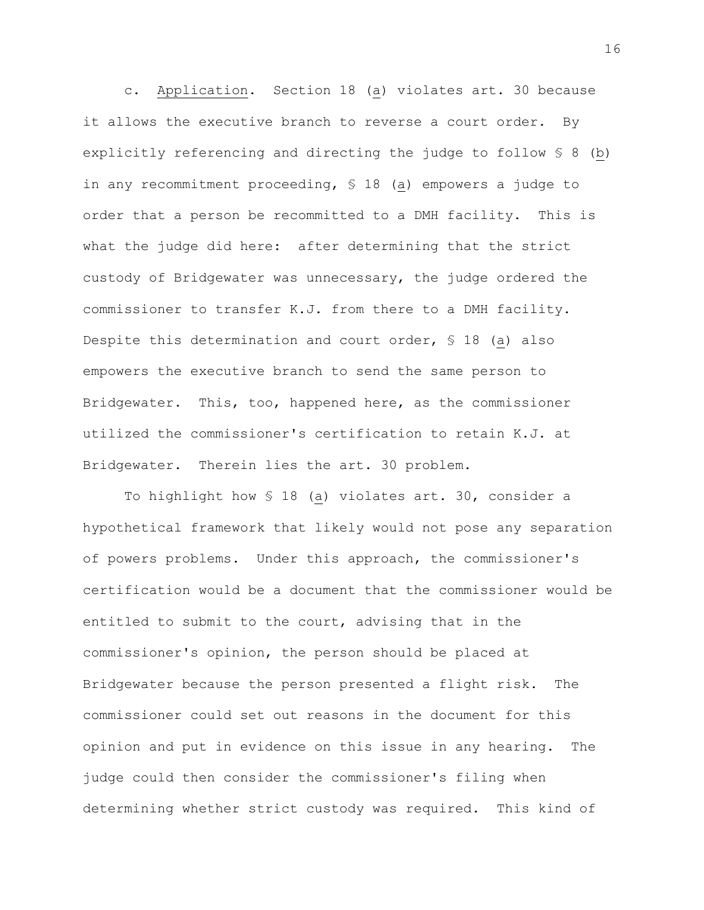c. Application. Section 18 (a) violates art. 30 because it allows the executive branch to reverse a court order. By explicitly referencing and directing the judge to follow § 8 (b) in any recommitment proceeding, § 18 (a) empowers a judge to order that a person be recommitted to a DMH facility. This is what the judge did here: after determining that the strict custody of Bridgewater was unnecessary, the judge ordered the commissioner to transfer K.J. from there to a DMH facility. Despite this determination and court order, § 18 (a) also empowers the executive branch to send the same person to Bridgewater. This, too, happened here, as the commissioner utilized the commissioner's certification to retain K.J. at Bridgewater. Therein lies the art. 30 problem.

To highlight how § 18 (a) violates art. 30, consider a hypothetical framework that likely would not pose any separation of powers problems. Under this approach, the commissioner's certification would be a document that the commissioner would be entitled to submit to the court, advising that in the commissioner's opinion, the person should be placed at Bridgewater because the person presented a flight risk. The commissioner could set out reasons in the document for this opinion and put in evidence on this issue in any hearing. The judge could then consider the commissioner's filing when determining whether strict custody was required. This kind of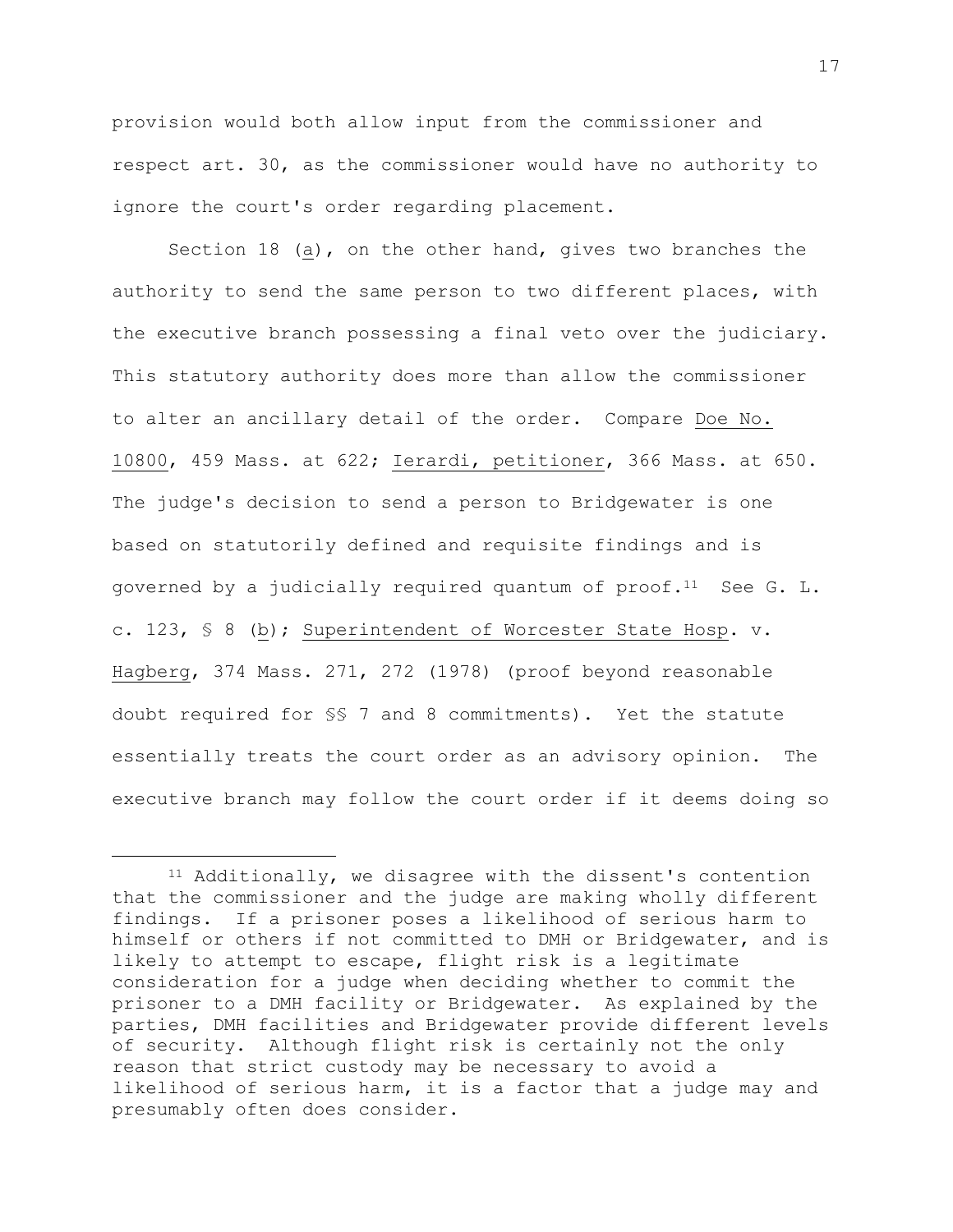provision would both allow input from the commissioner and respect art. 30, as the commissioner would have no authority to ignore the court's order regarding placement.

Section 18 (a), on the other hand, gives two branches the authority to send the same person to two different places, with the executive branch possessing a final veto over the judiciary. This statutory authority does more than allow the commissioner to alter an ancillary detail of the order. Compare Doe No. 10800, 459 Mass. at 622; Ierardi, petitioner, 366 Mass. at 650. The judge's decision to send a person to Bridgewater is one based on statutorily defined and requisite findings and is governed by a judicially required quantum of proof.[11] See G. L. c. 123, § 8 (b); Superintendent of Worcester State Hosp. v. Hagberg, 374 Mass. 271, 272 (1978) (proof beyond reasonable doubt required for §§ 7 and 8 commitments). Yet the statute essentially treats the court order as an advisory opinion. The executive branch may follow the court order if it deems doing so

---

[11] Additionally, we disagree with the dissent's contention that the commissioner and the judge are making wholly different findings. If a prisoner poses a likelihood of serious harm to himself or others if not committed to DMH or Bridgewater, and is likely to attempt to escape, flight risk is a legitimate consideration for a judge when deciding whether to commit the prisoner to a DMH facility or Bridgewater. As explained by the parties, DMH facilities and Bridgewater provide different levels of security. Although flight risk is certainly not the only reason that strict custody may be necessary to avoid a likelihood of serious harm, it is a factor that a judge may and presumably often does consider.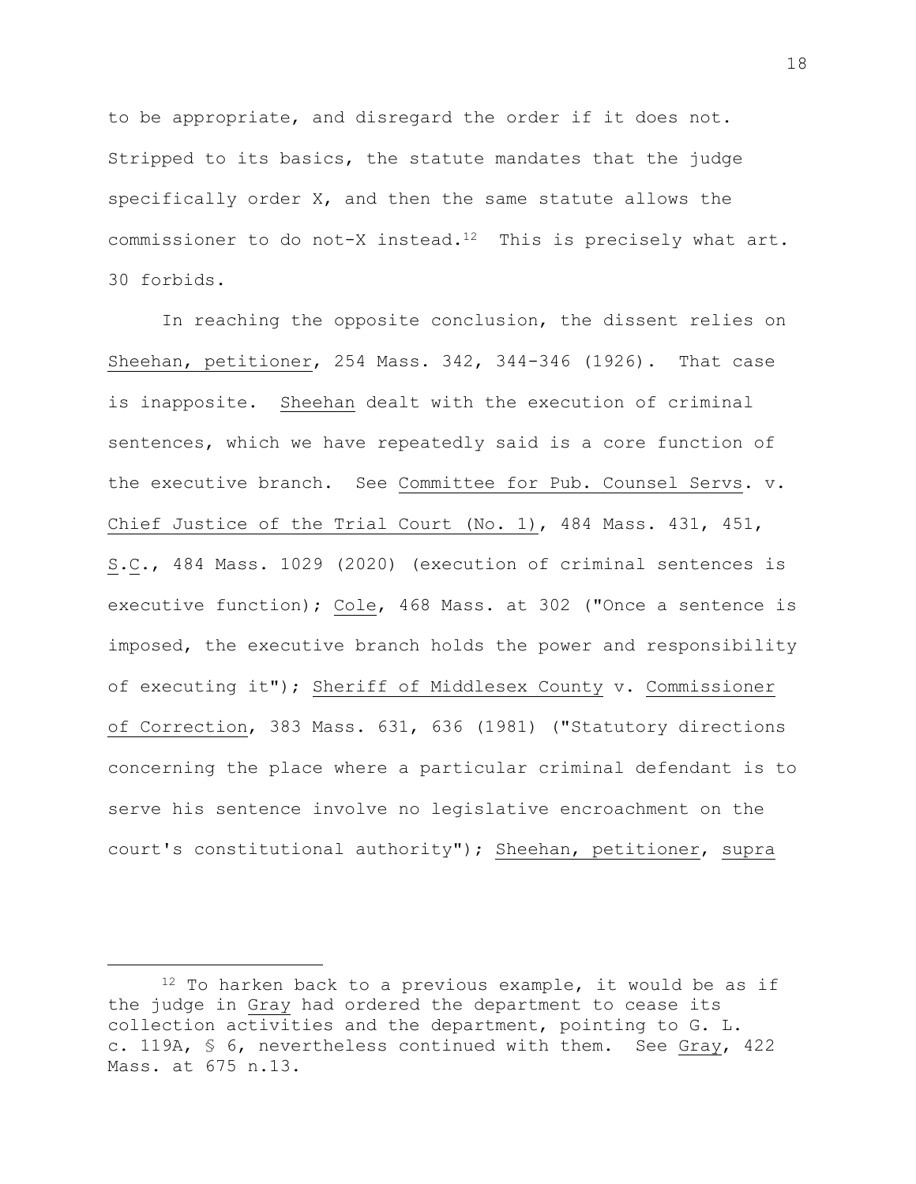to be appropriate, and disregard the order if it does not. Stripped to its basics, the statute mandates that the judge specifically order X, and then the same statute allows the commissioner to do not-X instead.[12] This is precisely what art. 30 forbids.

In reaching the opposite conclusion, the dissent relies on Sheehan, petitioner, 254 Mass. 342, 344-346 (1926). That case is inapposite. Sheehan dealt with the execution of criminal sentences, which we have repeatedly said is a core function of the executive branch. See Committee for Pub. Counsel Servs. v. Chief Justice of the Trial Court (No. 1), 484 Mass. 431, 451, S.C., 484 Mass. 1029 (2020) (execution of criminal sentences is executive function); Cole, 468 Mass. at 302 ("Once a sentence is imposed, the executive branch holds the power and responsibility of executing it"); Sheriff of Middlesex County v. Commissioner of Correction, 383 Mass. 631, 636 (1981) ("Statutory directions concerning the place where a particular criminal defendant is to serve his sentence involve no legislative encroachment on the court's constitutional authority"); Sheehan, petitioner, supra

---

[12] To harken back to a previous example, it would be as if the judge in Gray had ordered the department to cease its collection activities and the department, pointing to G. L. c. 119A, § 6, nevertheless continued with them. See Gray, 422 Mass. at 675 n.13.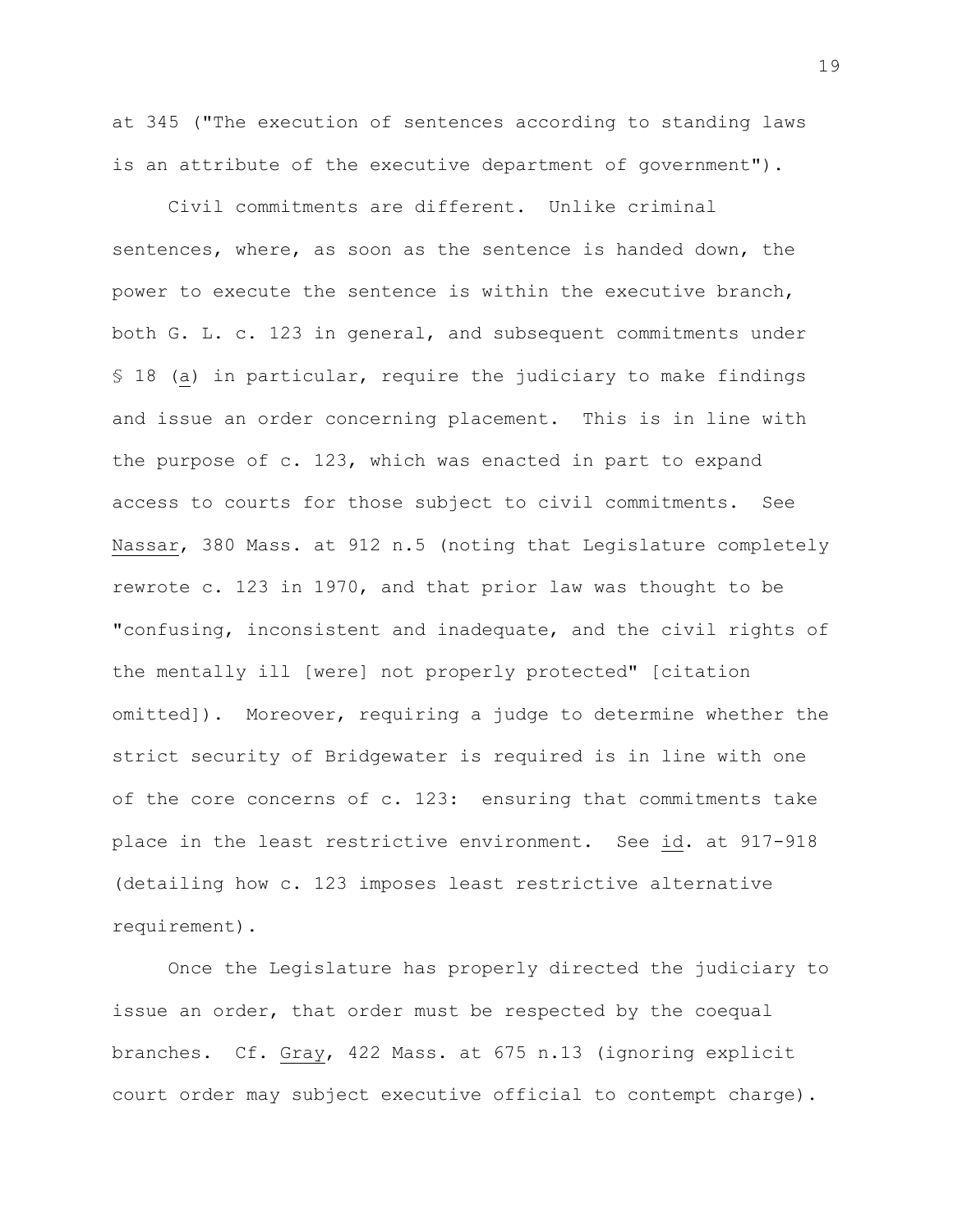at 345 ("The execution of sentences according to standing laws is an attribute of the executive department of government").

Civil commitments are different. Unlike criminal sentences, where, as soon as the sentence is handed down, the power to execute the sentence is within the executive branch, both G. L. c. 123 in general, and subsequent commitments under § 18 (a) in particular, require the judiciary to make findings and issue an order concerning placement. This is in line with the purpose of c. 123, which was enacted in part to expand access to courts for those subject to civil commitments. See Nassar, 380 Mass. at 912 n.5 (noting that Legislature completely rewrote c. 123 in 1970, and that prior law was thought to be "confusing, inconsistent and inadequate, and the civil rights of the mentally ill [were] not properly protected" [citation omitted]). Moreover, requiring a judge to determine whether the strict security of Bridgewater is required is in line with one of the core concerns of c. 123: ensuring that commitments take place in the least restrictive environment. See id. at 917-918 (detailing how c. 123 imposes least restrictive alternative requirement).

Once the Legislature has properly directed the judiciary to issue an order, that order must be respected by the coequal branches. Cf. Gray, 422 Mass. at 675 n.13 (ignoring explicit court order may subject executive official to contempt charge).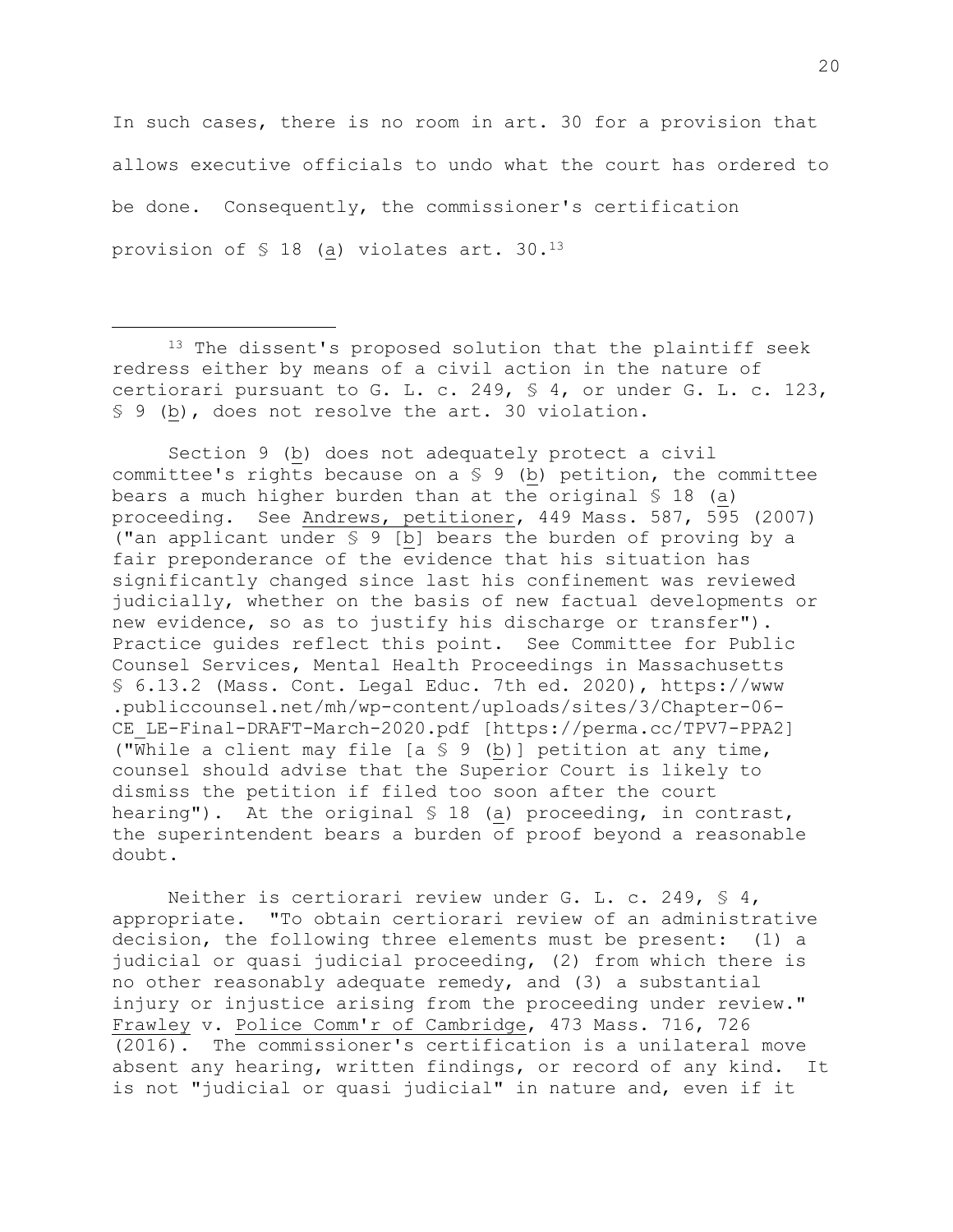In such cases, there is no room in art. 30 for a provision that allows executive officials to undo what the court has ordered to be done. Consequently, the commissioner's certification provision of § 18 (a) violates art. 30.[13]

---

[13] The dissent's proposed solution that the plaintiff seek redress either by means of a civil action in the nature of certiorari pursuant to G. L. c. 249, § 4, or under G. L. c. 123, § 9 (b), does not resolve the art. 30 violation.

Section 9 (b) does not adequately protect a civil committee's rights because on a § 9 (b) petition, the committee bears a much higher burden than at the original § 18 (a) proceeding. See Andrews, petitioner, 449 Mass. 587, 595 (2007) ("an applicant under § 9 [b] bears the burden of proving by a fair preponderance of the evidence that his situation has significantly changed since last his confinement was reviewed judicially, whether on the basis of new factual developments or new evidence, so as to justify his discharge or transfer"). Practice guides reflect this point. See Committee for Public Counsel Services, Mental Health Proceedings in Massachusetts § 6.13.2 (Mass. Cont. Legal Educ. 7th ed. 2020), https://www.publiccounsel.net/mh/wp-content/uploads/sites/3/Chapter-06-CE_LE-Final-DRAFT-March-2020.pdf [https://perma.cc/TPV7-PPA2] ("While a client may file [a § 9 (b)] petition at any time, counsel should advise that the Superior Court is likely to dismiss the petition if filed too soon after the court hearing"). At the original § 18 (a) proceeding, in contrast, the superintendent bears a burden of proof beyond a reasonable doubt.

Neither is certiorari review under G. L. c. 249, § 4, appropriate. "To obtain certiorari review of an administrative decision, the following three elements must be present: (1) a judicial or quasi judicial proceeding, (2) from which there is no other reasonably adequate remedy, and (3) a substantial injury or injustice arising from the proceeding under review." Frawley v. Police Comm'r of Cambridge, 473 Mass. 716, 726 (2016). The commissioner's certification is a unilateral move absent any hearing, written findings, or record of any kind. It is not "judicial or quasi judicial" in nature and, even if it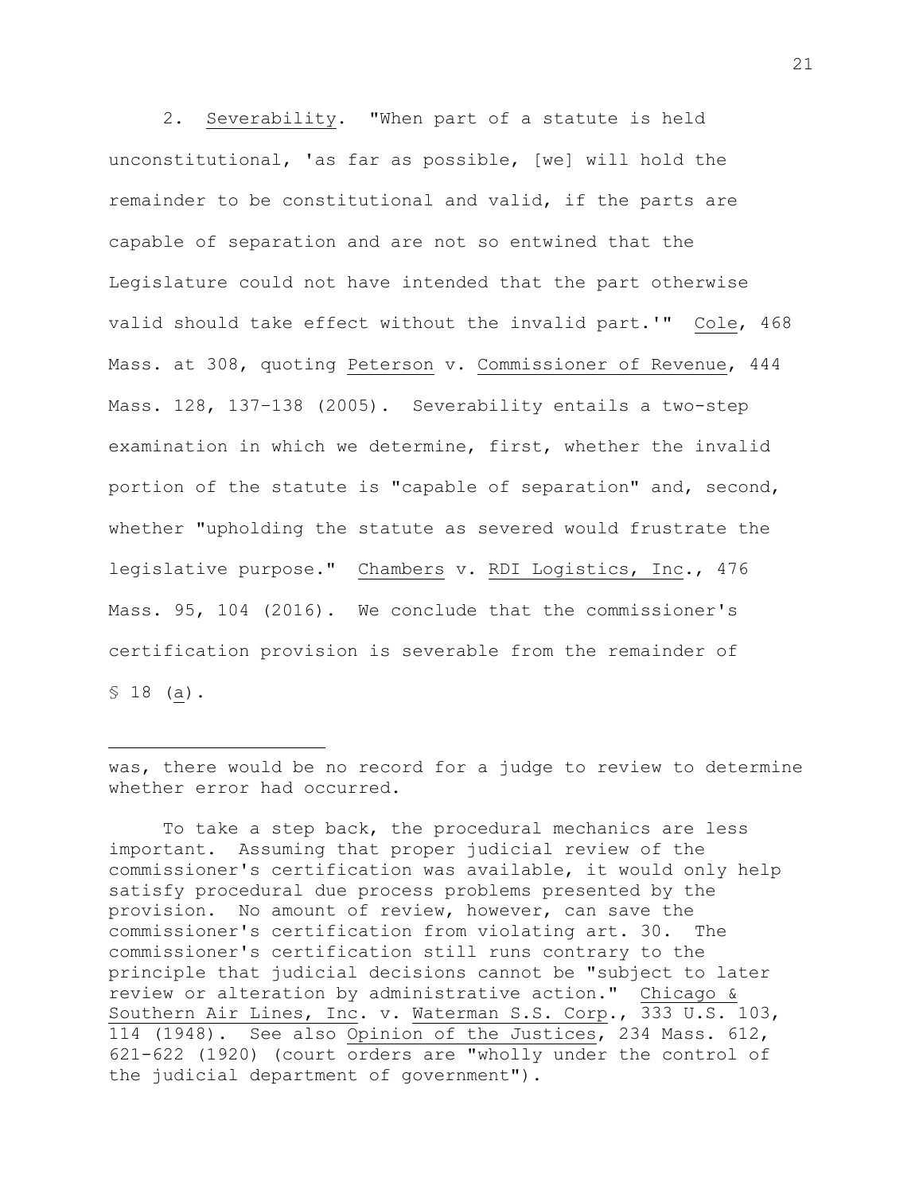2. Severability. "When part of a statute is held unconstitutional, 'as far as possible, [we] will hold the remainder to be constitutional and valid, if the parts are capable of separation and are not so entwined that the Legislature could not have intended that the part otherwise valid should take effect without the invalid part.'" Cole, 468 Mass. at 308, quoting Peterson v. Commissioner of Revenue, 444 Mass. 128, 137-138 (2005). Severability entails a two-step examination in which we determine, first, whether the invalid portion of the statute is "capable of separation" and, second, whether "upholding the statute as severed would frustrate the legislative purpose." Chambers v. RDI Logistics, Inc., 476 Mass. 95, 104 (2016). We conclude that the commissioner's certification provision is severable from the remainder of § 18 (a).

---

was, there would be no record for a judge to review to determine whether error had occurred.

To take a step back, the procedural mechanics are less important. Assuming that proper judicial review of the commissioner's certification was available, it would only help satisfy procedural due process problems presented by the provision. No amount of review, however, can save the commissioner's certification from violating art. 30. The commissioner's certification still runs contrary to the principle that judicial decisions cannot be "subject to later review or alteration by administrative action." Chicago & Southern Air Lines, Inc. v. Waterman S.S. Corp., 333 U.S. 103, 114 (1948). See also Opinion of the Justices, 234 Mass. 612, 621-622 (1920) (court orders are "wholly under the control of the judicial department of government").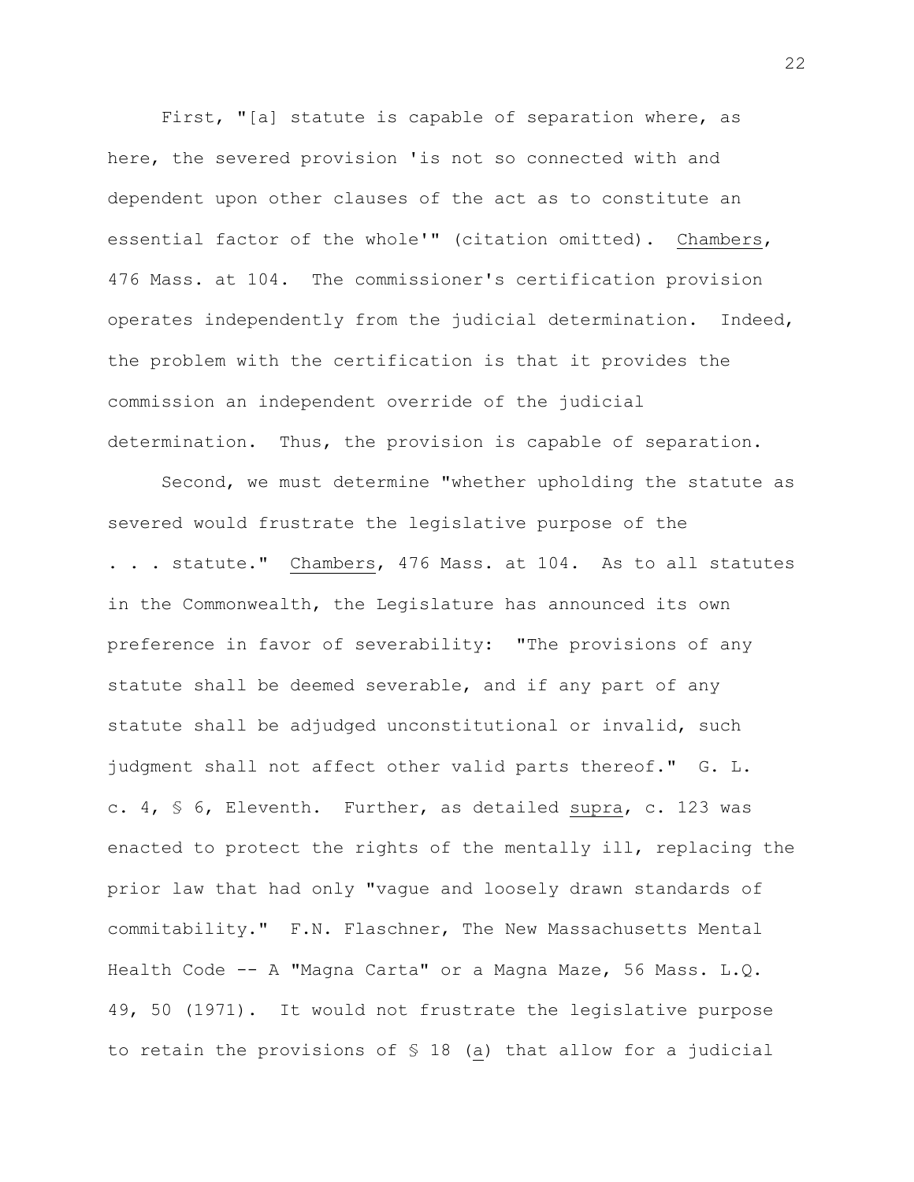First, "[a] statute is capable of separation where, as here, the severed provision 'is not so connected with and dependent upon other clauses of the act as to constitute an essential factor of the whole'" (citation omitted). Chambers, 476 Mass. at 104. The commissioner's certification provision operates independently from the judicial determination. Indeed, the problem with the certification is that it provides the commission an independent override of the judicial determination. Thus, the provision is capable of separation.

Second, we must determine "whether upholding the statute as severed would frustrate the legislative purpose of the . . . statute." Chambers, 476 Mass. at 104. As to all statutes in the Commonwealth, the Legislature has announced its own preference in favor of severability: "The provisions of any statute shall be deemed severable, and if any part of any statute shall be adjudged unconstitutional or invalid, such judgment shall not affect other valid parts thereof." G. L. c. 4, § 6, Eleventh. Further, as detailed supra, c. 123 was enacted to protect the rights of the mentally ill, replacing the prior law that had only "vague and loosely drawn standards of commitability." F.N. Flaschner, The New Massachusetts Mental Health Code -- A "Magna Carta" or a Magna Maze, 56 Mass. L.Q. 49, 50 (1971). It would not frustrate the legislative purpose to retain the provisions of § 18 (a) that allow for a judicial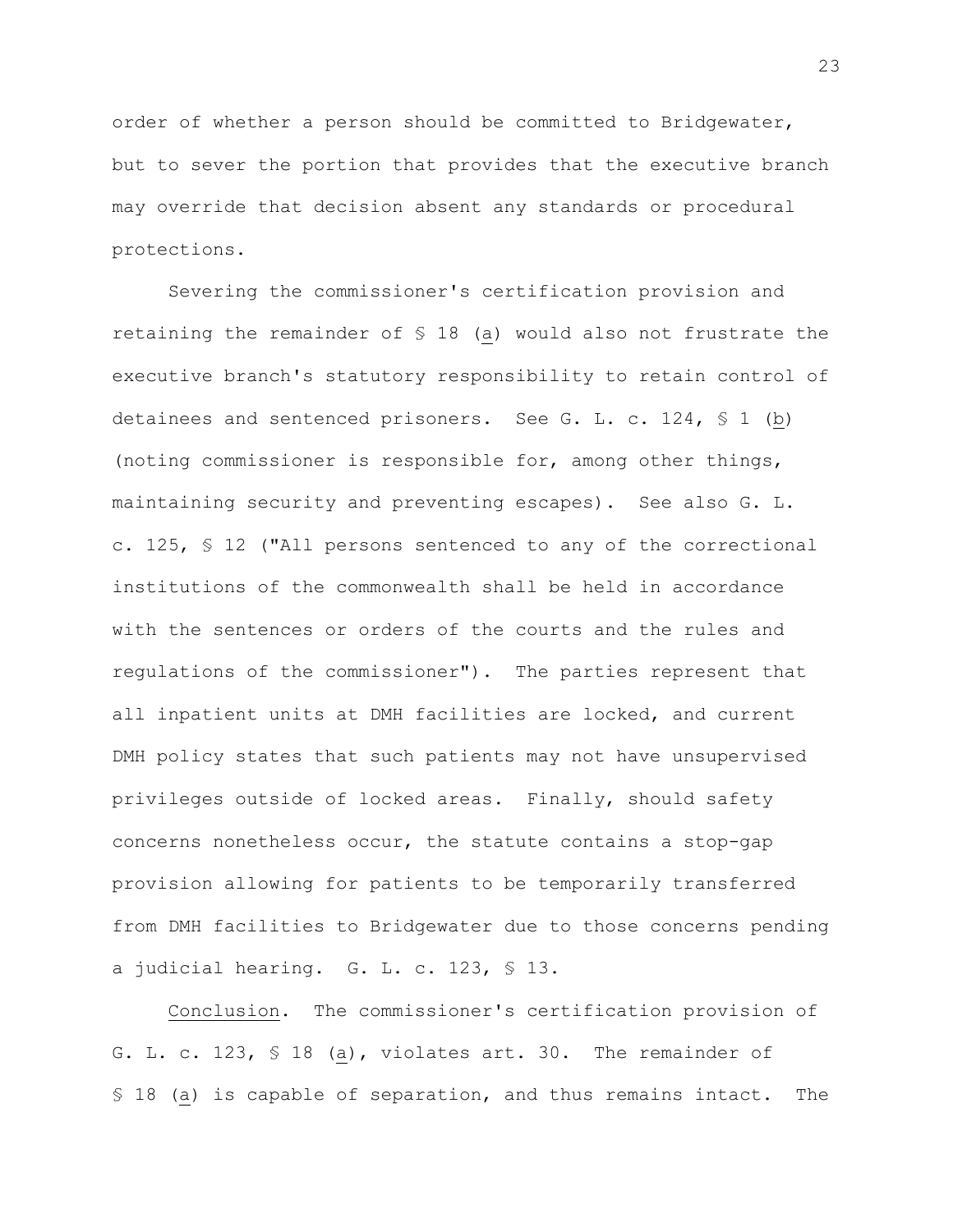order of whether a person should be committed to Bridgewater, but to sever the portion that provides that the executive branch may override that decision absent any standards or procedural protections.

Severing the commissioner's certification provision and retaining the remainder of § 18 (a) would also not frustrate the executive branch's statutory responsibility to retain control of detainees and sentenced prisoners. See G. L. c. 124, § 1 (b) (noting commissioner is responsible for, among other things, maintaining security and preventing escapes). See also G. L. c. 125, § 12 ("All persons sentenced to any of the correctional institutions of the commonwealth shall be held in accordance with the sentences or orders of the courts and the rules and regulations of the commissioner"). The parties represent that all inpatient units at DMH facilities are locked, and current DMH policy states that such patients may not have unsupervised privileges outside of locked areas. Finally, should safety concerns nonetheless occur, the statute contains a stop-gap provision allowing for patients to be temporarily transferred from DMH facilities to Bridgewater due to those concerns pending a judicial hearing. G. L. c. 123, § 13.

Conclusion. The commissioner's certification provision of G. L. c. 123, § 18 (a), violates art. 30. The remainder of § 18 (a) is capable of separation, and thus remains intact. The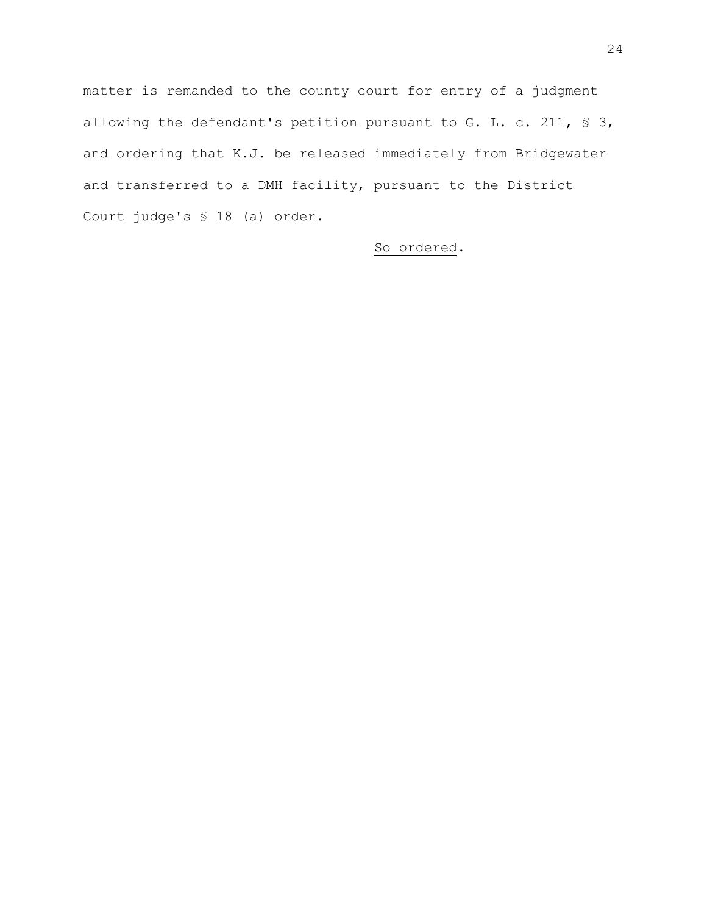matter is remanded to the county court for entry of a judgment allowing the defendant's petition pursuant to G. L. c. 211, § 3, and ordering that K.J. be released immediately from Bridgewater and transferred to a DMH facility, pursuant to the District Court judge's § 18 (a) order.

So ordered.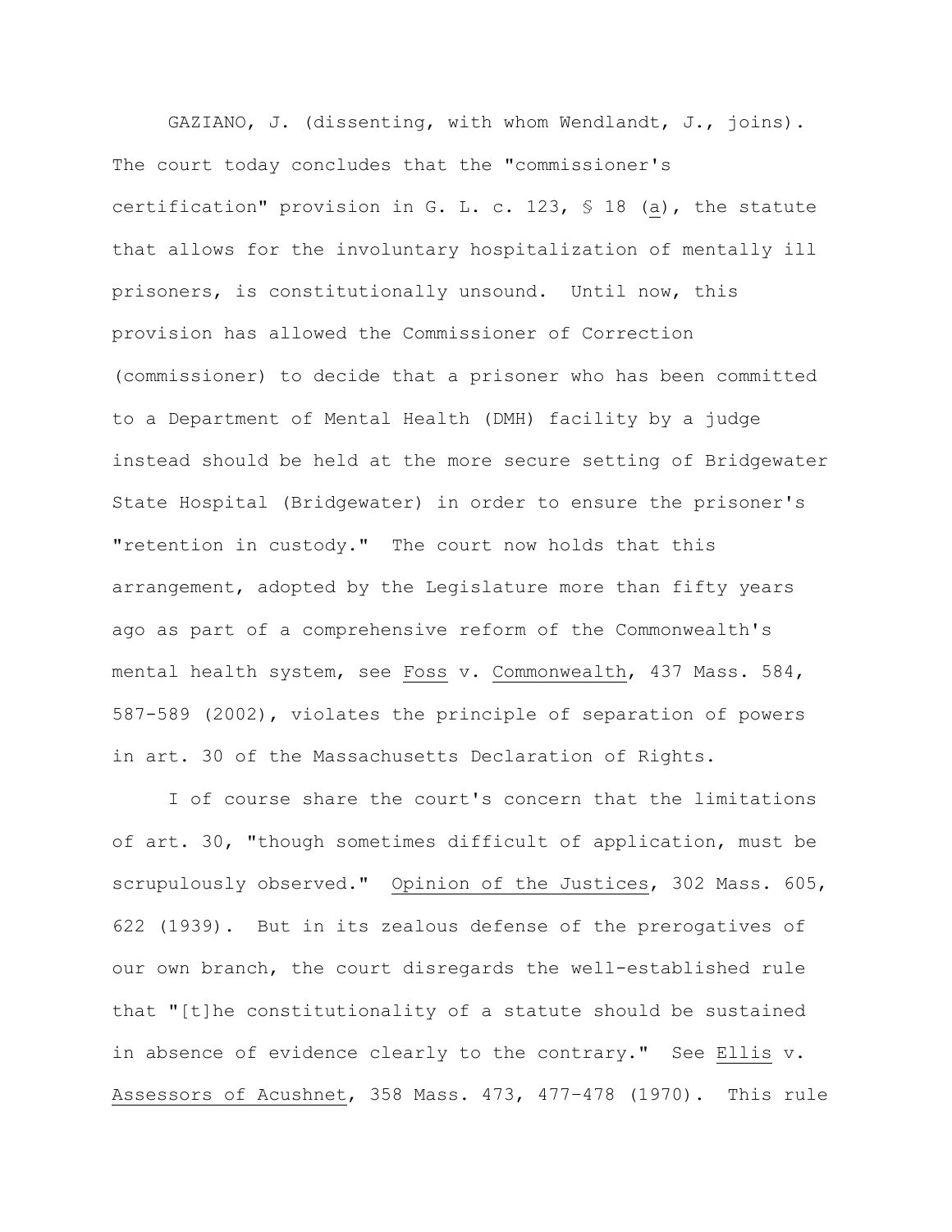GAZIANO, J. (dissenting, with whom Wendlandt, J., joins). The court today concludes that the "commissioner's certification" provision in G. L. c. 123, § 18 (a), the statute that allows for the involuntary hospitalization of mentally ill prisoners, is constitutionally unsound. Until now, this provision has allowed the Commissioner of Correction (commissioner) to decide that a prisoner who has been committed to a Department of Mental Health (DMH) facility by a judge instead should be held at the more secure setting of Bridgewater State Hospital (Bridgewater) in order to ensure the prisoner's "retention in custody." The court now holds that this arrangement, adopted by the Legislature more than fifty years ago as part of a comprehensive reform of the Commonwealth's mental health system, see Foss v. Commonwealth, 437 Mass. 584, 587-589 (2002), violates the principle of separation of powers in art. 30 of the Massachusetts Declaration of Rights.

I of course share the court's concern that the limitations of art. 30, "though sometimes difficult of application, must be scrupulously observed." Opinion of the Justices, 302 Mass. 605, 622 (1939). But in its zealous defense of the prerogatives of our own branch, the court disregards the well-established rule that "[t]he constitutionality of a statute should be sustained in absence of evidence clearly to the contrary." See Ellis v. Assessors of Acushnet, 358 Mass. 473, 477–478 (1970). This rule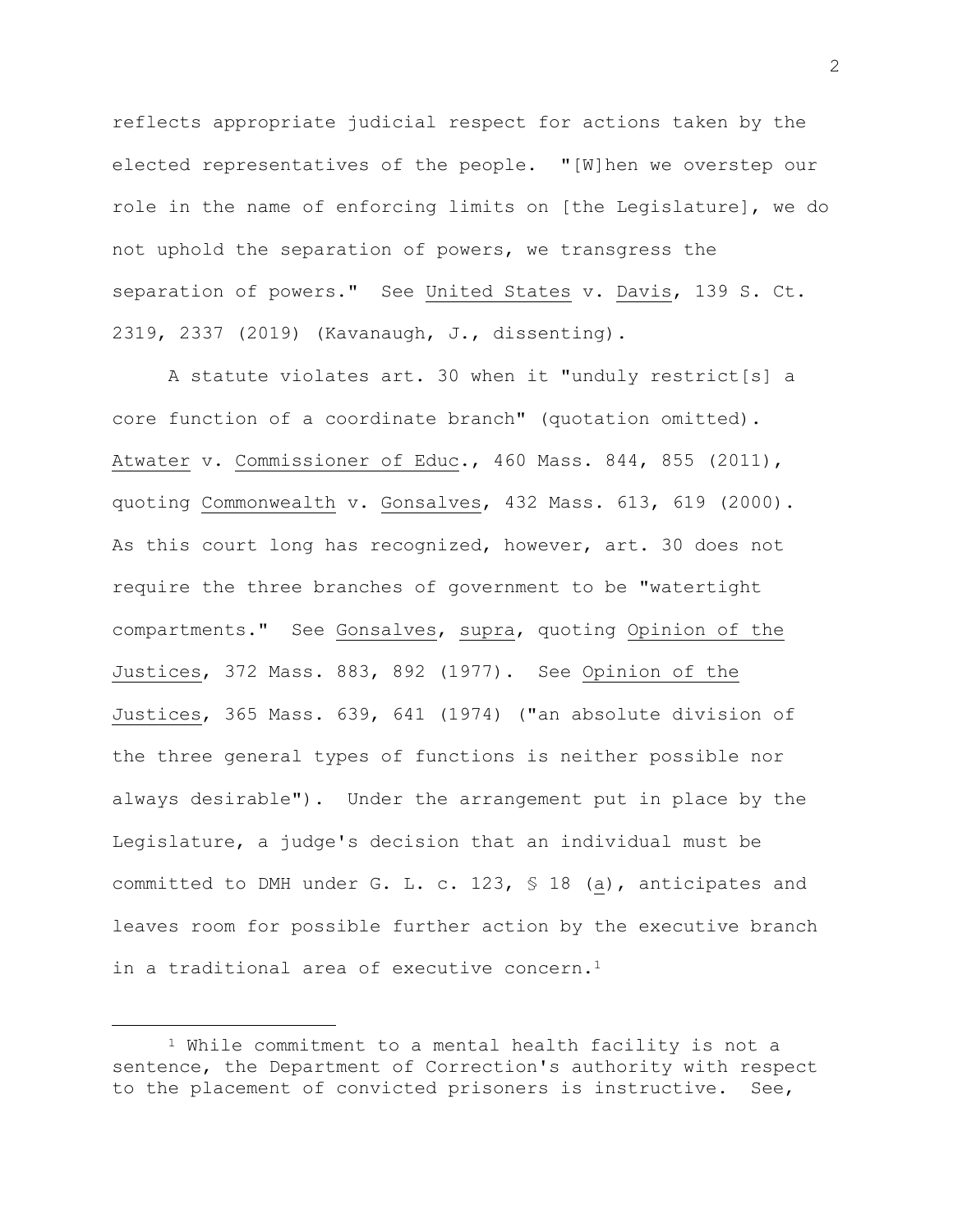reflects appropriate judicial respect for actions taken by the elected representatives of the people. "[W]hen we overstep our role in the name of enforcing limits on [the Legislature], we do not uphold the separation of powers, we transgress the separation of powers." See United States v. Davis, 139 S. Ct. 2319, 2337 (2019) (Kavanaugh, J., dissenting).

A statute violates art. 30 when it "unduly restrict[s] a core function of a coordinate branch" (quotation omitted). Atwater v. Commissioner of Educ., 460 Mass. 844, 855 (2011), quoting Commonwealth v. Gonsalves, 432 Mass. 613, 619 (2000). As this court long has recognized, however, art. 30 does not require the three branches of government to be "watertight compartments." See Gonsalves, supra, quoting Opinion of the Justices, 372 Mass. 883, 892 (1977). See Opinion of the Justices, 365 Mass. 639, 641 (1974) ("an absolute division of the three general types of functions is neither possible nor always desirable"). Under the arrangement put in place by the Legislature, a judge's decision that an individual must be committed to DMH under G. L. c. 123, § 18 (a), anticipates and leaves room for possible further action by the executive branch in a traditional area of executive concern.[1]

[1] While commitment to a mental health facility is not a sentence, the Department of Correction's authority with respect to the placement of convicted prisoners is instructive. See,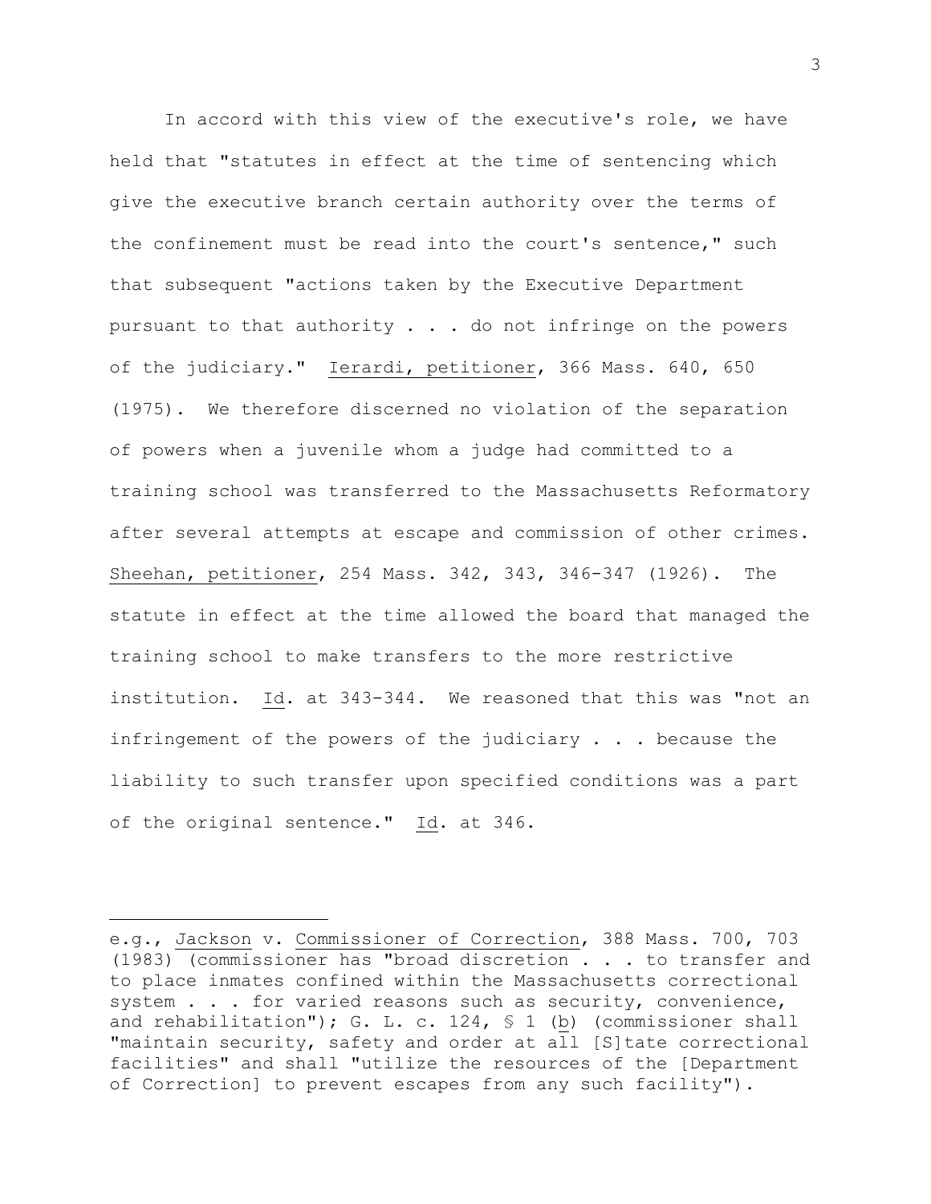In accord with this view of the executive's role, we have held that "statutes in effect at the time of sentencing which give the executive branch certain authority over the terms of the confinement must be read into the court's sentence," such that subsequent "actions taken by the Executive Department pursuant to that authority . . . do not infringe on the powers of the judiciary." Ierardi, petitioner, 366 Mass. 640, 650 (1975). We therefore discerned no violation of the separation of powers when a juvenile whom a judge had committed to a training school was transferred to the Massachusetts Reformatory after several attempts at escape and commission of other crimes. Sheehan, petitioner, 254 Mass. 342, 343, 346-347 (1926). The statute in effect at the time allowed the board that managed the training school to make transfers to the more restrictive institution. Id. at 343-344. We reasoned that this was "not an infringement of the powers of the judiciary . . . because the liability to such transfer upon specified conditions was a part of the original sentence." Id. at 346.

---

e.g., Jackson v. Commissioner of Correction, 388 Mass. 700, 703 (1983) (commissioner has "broad discretion . . . to transfer and to place inmates confined within the Massachusetts correctional system . . . for varied reasons such as security, convenience, and rehabilitation"); G. L. c. 124, § 1 (b) (commissioner shall "maintain security, safety and order at all [S]tate correctional facilities" and shall "utilize the resources of the [Department of Correction] to prevent escapes from any such facility").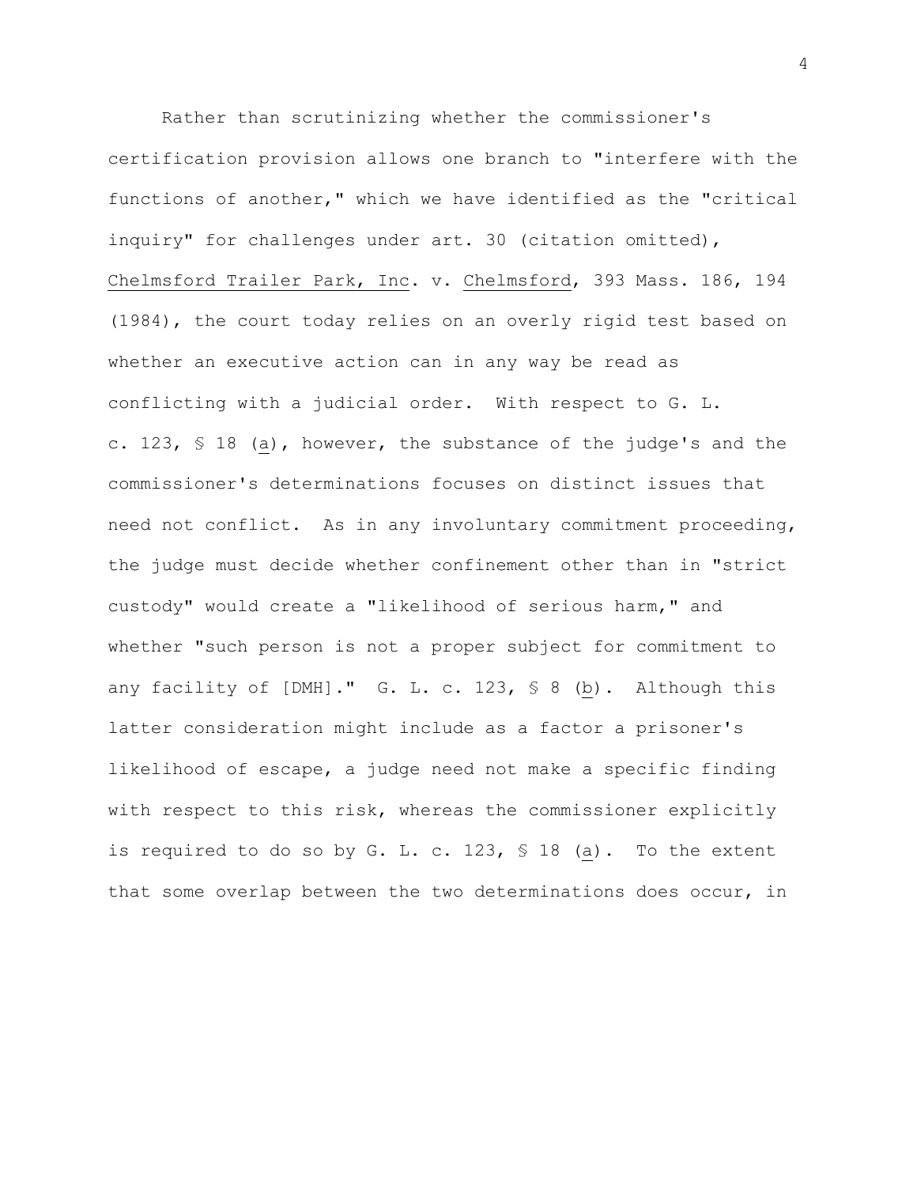Rather than scrutinizing whether the commissioner's certification provision allows one branch to "interfere with the functions of another," which we have identified as the "critical inquiry" for challenges under art. 30 (citation omitted), Chelmsford Trailer Park, Inc. v. Chelmsford, 393 Mass. 186, 194 (1984), the court today relies on an overly rigid test based on whether an executive action can in any way be read as conflicting with a judicial order. With respect to G. L. c. 123, § 18 (a), however, the substance of the judge's and the commissioner's determinations focuses on distinct issues that need not conflict. As in any involuntary commitment proceeding, the judge must decide whether confinement other than in "strict custody" would create a "likelihood of serious harm," and whether "such person is not a proper subject for commitment to any facility of [DMH]." G. L. c. 123, § 8 (b). Although this latter consideration might include as a factor a prisoner's likelihood of escape, a judge need not make a specific finding with respect to this risk, whereas the commissioner explicitly is required to do so by G. L. c. 123, § 18 (a). To the extent that some overlap between the two determinations does occur, in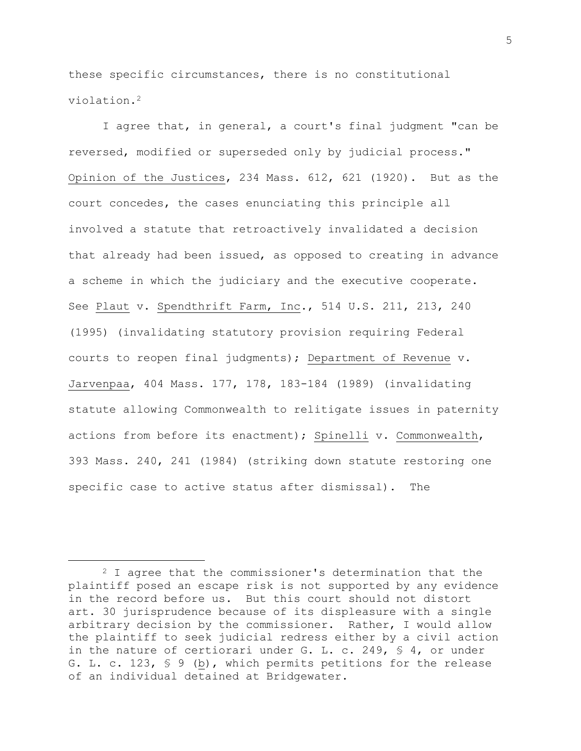these specific circumstances, there is no constitutional violation.[2]

I agree that, in general, a court's final judgment "can be reversed, modified or superseded only by judicial process." Opinion of the Justices, 234 Mass. 612, 621 (1920). But as the court concedes, the cases enunciating this principle all involved a statute that retroactively invalidated a decision that already had been issued, as opposed to creating in advance a scheme in which the judiciary and the executive cooperate. See Plaut v. Spendthrift Farm, Inc., 514 U.S. 211, 213, 240 (1995) (invalidating statutory provision requiring Federal courts to reopen final judgments); Department of Revenue v. Jarvenpaa, 404 Mass. 177, 178, 183-184 (1989) (invalidating statute allowing Commonwealth to relitigate issues in paternity actions from before its enactment); Spinelli v. Commonwealth, 393 Mass. 240, 241 (1984) (striking down statute restoring one specific case to active status after dismissal). The

---

[2] I agree that the commissioner's determination that the plaintiff posed an escape risk is not supported by any evidence in the record before us. But this court should not distort art. 30 jurisprudence because of its displeasure with a single arbitrary decision by the commissioner. Rather, I would allow the plaintiff to seek judicial redress either by a civil action in the nature of certiorari under G. L. c. 249, § 4, or under G. L. c. 123, § 9 (b), which permits petitions for the release of an individual detained at Bridgewater.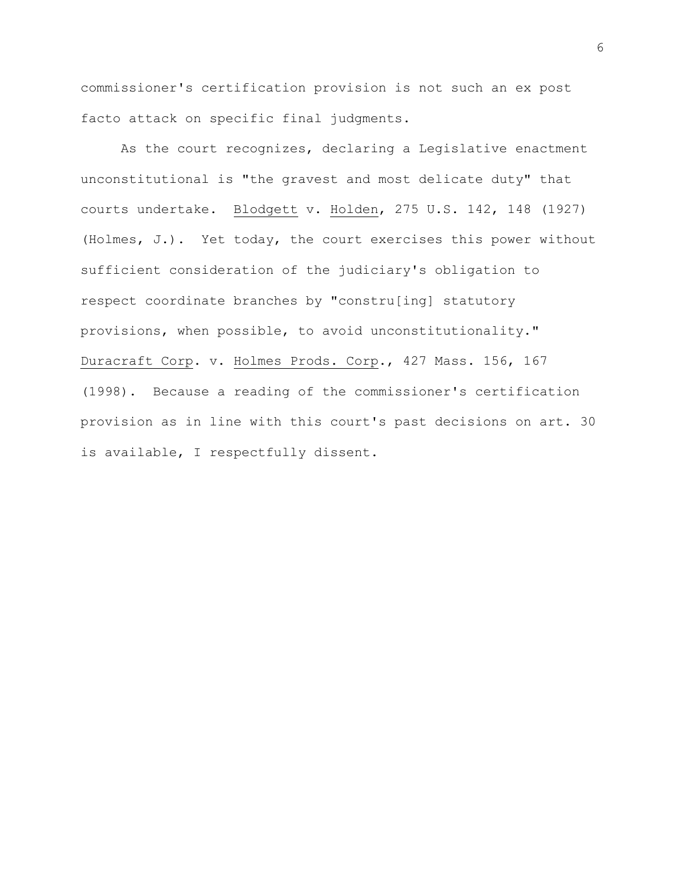commissioner's certification provision is not such an ex post facto attack on specific final judgments.

As the court recognizes, declaring a Legislative enactment unconstitutional is "the gravest and most delicate duty" that courts undertake. Blodgett v. Holden, 275 U.S. 142, 148 (1927) (Holmes, J.). Yet today, the court exercises this power without sufficient consideration of the judiciary's obligation to respect coordinate branches by "constru[ing] statutory provisions, when possible, to avoid unconstitutionality." Duracraft Corp. v. Holmes Prods. Corp., 427 Mass. 156, 167 (1998). Because a reading of the commissioner's certification provision as in line with this court's past decisions on art. 30 is available, I respectfully dissent.